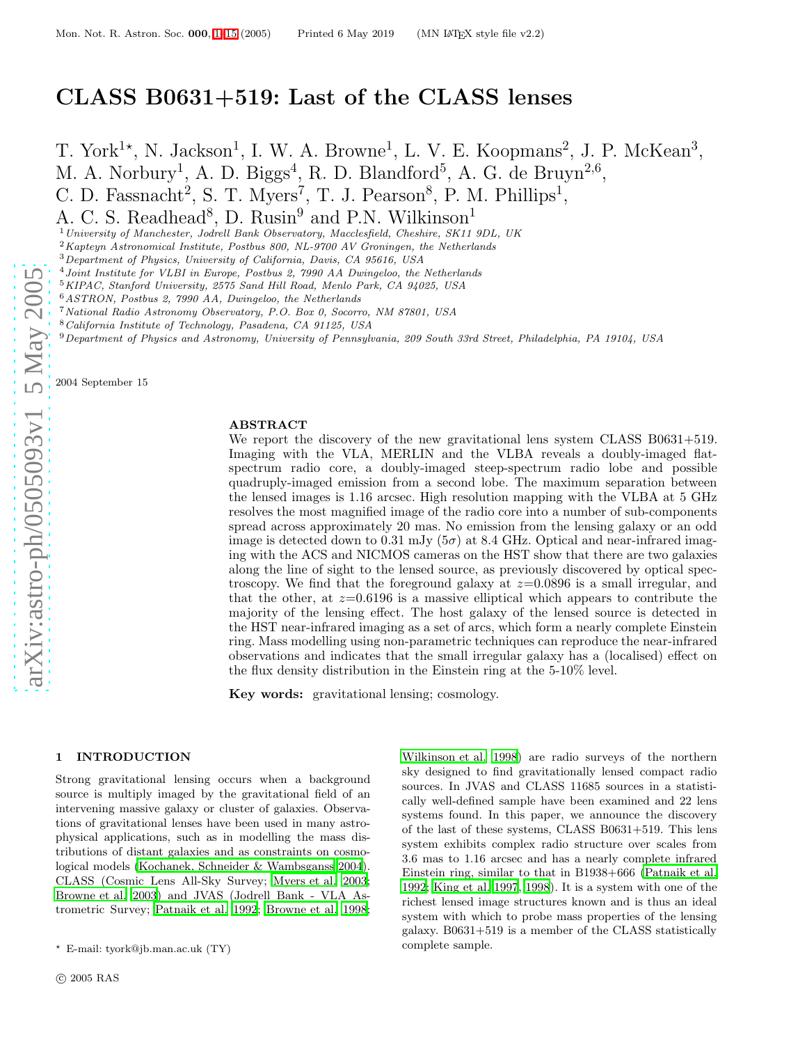# CLASS B0631+519: Last of the CLASS lenses

T. York[1⋆], N. Jackson[1], I. W. A. Browne[1], L. V. E. Koopmans[2], J. P. McKean[3], M. A. Norbury[1], A. D. Biggs[4], R. D. Blandford[5], A. G. de Bruyn[2,6], C. D. Fassnacht[2], S. T. Myers[7], T. J. Pearson[8], P. M. Phillips[1], A. C. S. Readhead[8], D. Rusin[9] and P.N. Wilkinson[1]

[1] *University of Manchester, Jodrell Bank Observatory, Macclesfield, Cheshire, SK11 9DL, UK*
[2] *Kapteyn Astronomical Institute, Postbus 800, NL-9700 AV Groningen, the Netherlands*
[3] *Department of Physics, University of California, Davis, CA 95616, USA*
[4] *Joint Institute for VLBI in Europe, Postbus 2, 7990 AA Dwingeloo, the Netherlands*
[5] *KIPAC, Stanford University, 2575 Sand Hill Road, Menlo Park, CA 94025, USA*
[6] *ASTRON, Postbus 2, 7990 AA, Dwingeloo, the Netherlands*
[7] *National Radio Astronomy Observatory, P.O. Box 0, Socorro, NM 87801, USA*
[8] *California Institute of Technology, Pasadena, CA 91125, USA*
[9] *Department of Physics and Astronomy, University of Pennsylvania, 209 South 33rd Street, Philadelphia, PA 19104, USA*

2004 September 15

## ABSTRACT

We report the discovery of the new gravitational lens system CLASS B0631+519. Imaging with the VLA, MERLIN and the VLBA reveals a doubly-imaged flat-spectrum radio core, a doubly-imaged steep-spectrum radio lobe and possible quadruply-imaged emission from a second lobe. The maximum separation between the lensed images is 1.16 arcsec. High resolution mapping with the VLBA at 5 GHz resolves the most magnified image of the radio core into a number of sub-components spread across approximately 20 mas. No emission from the lensing galaxy or an odd image is detected down to 0.31 mJy ($5\sigma$) at 8.4 GHz. Optical and near-infrared imaging with the ACS and NICMOS cameras on the HST show that there are two galaxies along the line of sight to the lensed source, as previously discovered by optical spectroscopy. We find that the foreground galaxy at $z$=0.0896 is a small irregular, and that the other, at $z$=0.6196 is a massive elliptical which appears to contribute the majority of the lensing effect. The host galaxy of the lensed source is detected in the HST near-infrared imaging as a set of arcs, which form a nearly complete Einstein ring. Mass modelling using non-parametric techniques can reproduce the near-infrared observations and indicates that the small irregular galaxy has a (localised) effect on the flux density distribution in the Einstein ring at the 5-10% level.

**Key words:** gravitational lensing; cosmology.

## 1 INTRODUCTION

Strong gravitational lensing occurs when a background source is multiply imaged by the gravitational field of an intervening massive galaxy or cluster of galaxies. Observations of gravitational lenses have been used in many astrophysical applications, such as in modelling the mass distributions of distant galaxies and as constraints on cosmological models (Kochanek, Schneider & Wambsganss 2004). CLASS (Cosmic Lens All-Sky Survey; Myers et al. 2003; Browne et al. 2003) and JVAS (Jodrell Bank - VLA Astrometric Survey; Patnaik et al. 1992; Browne et al. 1998; Wilkinson et al. 1998) are radio surveys of the northern sky designed to find gravitationally lensed compact radio sources. In JVAS and CLASS 11685 sources in a statistically well-defined sample have been examined and 22 lens systems found. In this paper, we announce the discovery of the last of these systems, CLASS B0631+519. This lens system exhibits complex radio structure over scales from 3.6 mas to 1.16 arcsec and has a nearly complete infrared Einstein ring, similar to that in B1938+666 (Patnaik et al. 1992; King et al. 1997, 1998). It is a system with one of the richest lensed image structures known and is thus an ideal system with which to probe mass properties of the lensing galaxy. B0631+519 is a member of the CLASS statistically complete sample.

⋆ E-mail: tyork@jb.man.ac.uk (TY)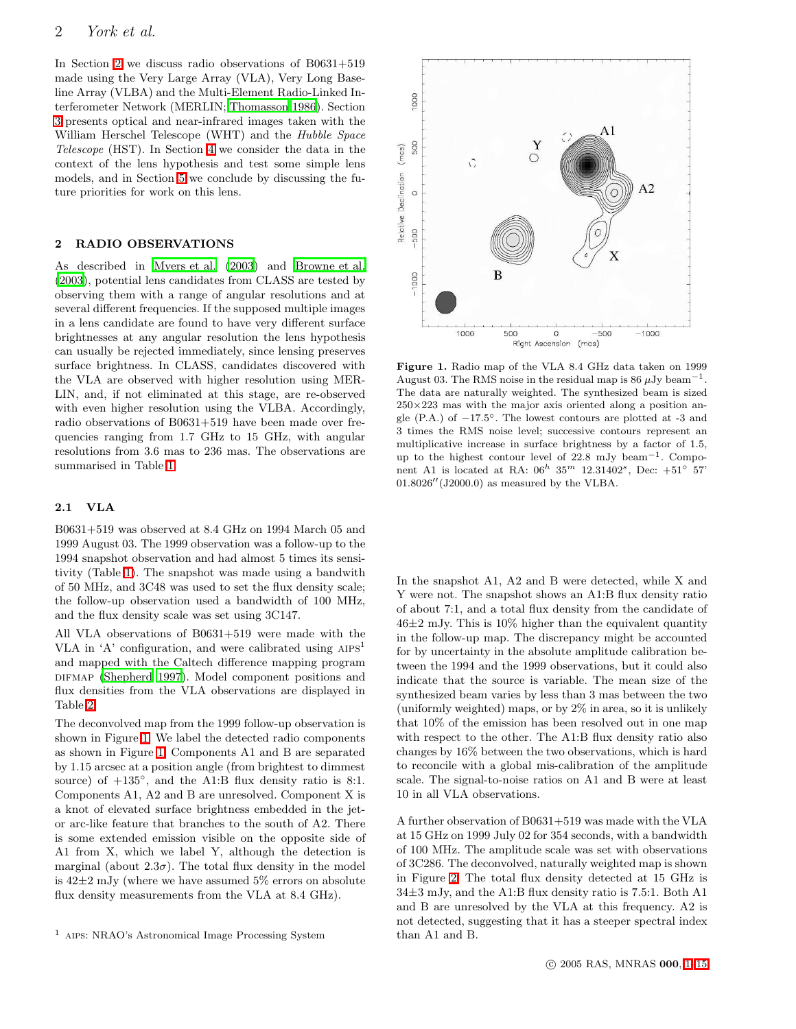In Section 2 we discuss radio observations of B0631+519 made using the Very Large Array (VLA), Very Long Baseline Array (VLBA) and the Multi-Element Radio-Linked Interferometer Network (MERLIN; Thomasson 1986). Section 3 presents optical and near-infrared images taken with the William Herschel Telescope (WHT) and the *Hubble Space Telescope* (HST). In Section 4 we consider the data in the context of the lens hypothesis and test some simple lens models, and in Section 5 we conclude by discussing the future priorities for work on this lens.

## 2 RADIO OBSERVATIONS

As described in Myers et al. (2003) and Browne et al. (2003), potential lens candidates from CLASS are tested by observing them with a range of angular resolutions and at several different frequencies. If the supposed multiple images in a lens candidate are found to have very different surface brightnesses at any angular resolution the lens hypothesis can usually be rejected immediately, since lensing preserves surface brightness. In CLASS, candidates discovered with the VLA are observed with higher resolution using MERLIN, and, if not eliminated at this stage, are re-observed with even higher resolution using the VLBA. Accordingly, radio observations of B0631+519 have been made over frequencies ranging from 1.7 GHz to 15 GHz, with angular resolutions from 3.6 mas to 236 mas. The observations are summarised in Table 1.

### 2.1 VLA

B0631+519 was observed at 8.4 GHz on 1994 March 05 and 1999 August 03. The 1999 observation was a follow-up to the 1994 snapshot observation and had almost 5 times its sensitivity (Table 1). The snapshot was made using a bandwidth of 50 MHz, and 3C48 was used to set the flux density scale; the follow-up observation used a bandwidth of 100 MHz, and the flux density scale was set using 3C147.

All VLA observations of B0631+519 were made with the VLA in 'A' configuration, and were calibrated using AIPS[1] and mapped with the Caltech difference mapping program DIFMAP (Shepherd 1997). Model component positions and flux densities from the VLA observations are displayed in Table 2.

The deconvolved map from the 1999 follow-up observation is shown in Figure 1. We label the detected radio components as shown in Figure 1. Components A1 and B are separated by 1.15 arcsec at a position angle (from brightest to dimmest source) of $+135°$, and the A1:B flux density ratio is 8:1. Components A1, A2 and B are unresolved. Component X is a knot of elevated surface brightness embedded in the jet- or arc-like feature that branches to the south of A2. There is some extended emission visible on the opposite side of A1 from X, which we label Y, although the detection is marginal (about $2.3\sigma$). The total flux density in the model is 42±2 mJy (where we have assumed 5% errors on absolute flux density measurements from the VLA at 8.4 GHz).

[1] AIPS: NRAO's Astronomical Image Processing System

**Figure 1.** Radio map of the VLA 8.4 GHz data taken on 1999 August 03. The RMS noise in the residual map is 86 $\mu$Jy beam$^{-1}$. The data are naturally weighted. The synthesized beam is sized 250×223 mas with the major axis oriented along a position angle (P.A.) of $-17.5°$. The lowest contours are plotted at -3 and 3 times the RMS noise level; successive contours represent an multiplicative increase in surface brightness by a factor of 1.5, up to the highest contour level of 22.8 mJy beam$^{-1}$. Component A1 is located at RA: $06^h$ $35^m$ $12.31402^s$, Dec: $+51°$ 57' 01.8026″(J2000.0) as measured by the VLBA.

In the snapshot A1, A2 and B were detected, while X and Y were not. The snapshot shows an A1:B flux density ratio of about 7:1, and a total flux density from the candidate of 46±2 mJy. This is 10% higher than the equivalent quantity in the follow-up map. The discrepancy might be accounted for by uncertainty in the absolute amplitude calibration between the 1994 and the 1999 observations, but it could also indicate that the source is variable. The mean size of the synthesized beam varies by less than 3 mas between the two (uniformly weighted) maps, or by 2% in area, so it is unlikely that 10% of the emission has been resolved out in one map with respect to the other. The A1:B flux density ratio also changes by 16% between the two observations, which is hard to reconcile with a global mis-calibration of the amplitude scale. The signal-to-noise ratios on A1 and B were at least 10 in all VLA observations.

A further observation of B0631+519 was made with the VLA at 15 GHz on 1999 July 02 for 354 seconds, with a bandwidth of 100 MHz. The amplitude scale was set with observations of 3C286. The deconvolved, naturally weighted map is shown in Figure 2. The total flux density detected at 15 GHz is 34±3 mJy, and the A1:B flux density ratio is 7.5:1. Both A1 and B are unresolved by the VLA at this frequency. A2 is not detected, suggesting that it has a steeper spectral index than A1 and B.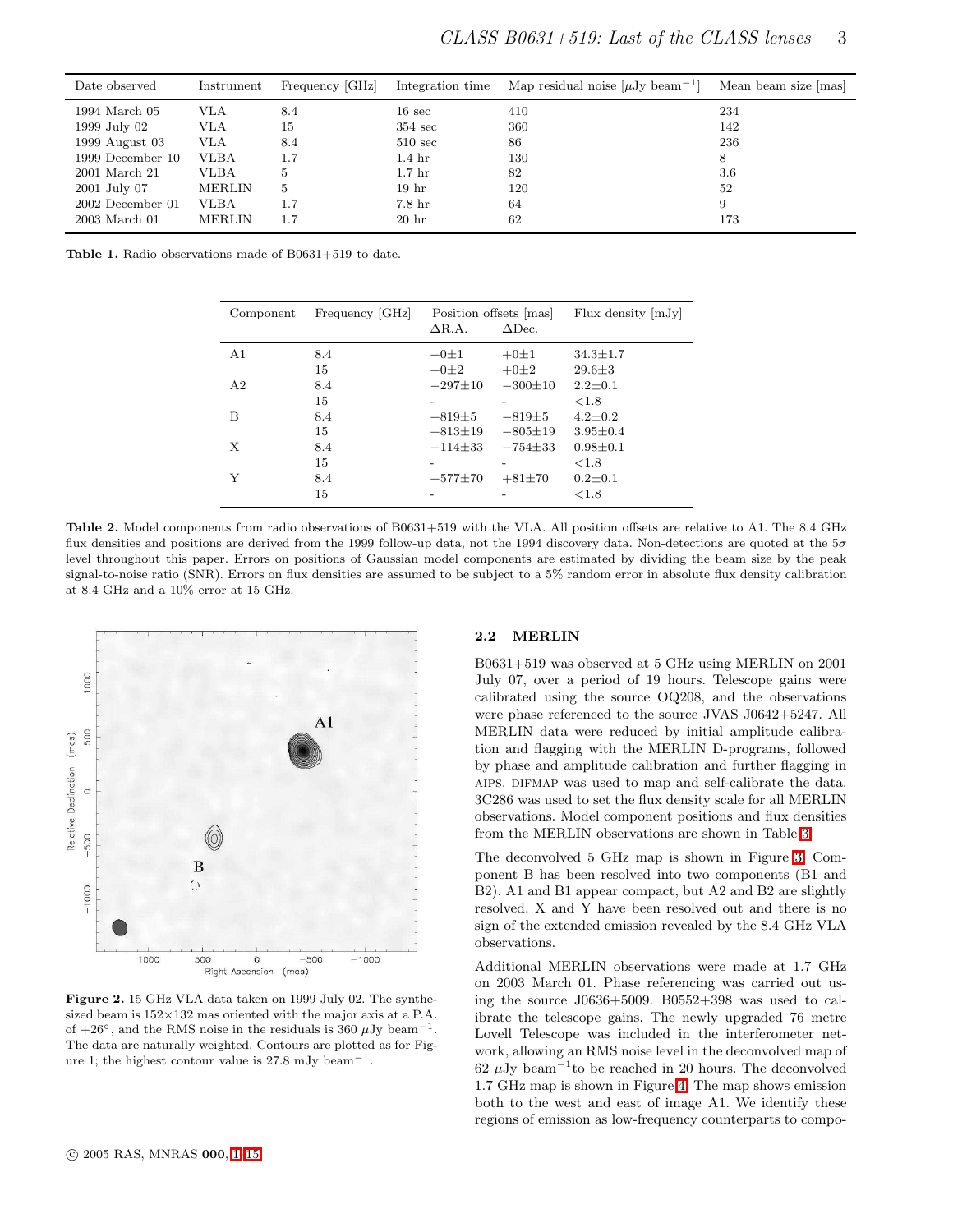| Date observed | Instrument | Frequency [GHz] | Integration time | Map residual noise [$\mu$Jy beam$^{-1}$] | Mean beam size [mas] |
|---|---|---|---|---|---|
| 1994 March 05 | VLA | 8.4 | 16 sec | 410 | 234 |
| 1999 July 02 | VLA | 15 | 354 sec | 360 | 142 |
| 1999 August 03 | VLA | 8.4 | 510 sec | 86 | 236 |
| 1999 December 10 | VLBA | 1.7 | 1.4 hr | 130 | 8 |
| 2001 March 21 | VLBA | 5 | 1.7 hr | 82 | 3.6 |
| 2001 July 07 | MERLIN | 5 | 19 hr | 120 | 52 |
| 2002 December 01 | VLBA | 1.7 | 7.8 hr | 64 | 9 |
| 2003 March 01 | MERLIN | 1.7 | 20 hr | 62 | 173 |

**Table 1.** Radio observations made of B0631+519 to date.

| Component | Frequency [GHz] | Position offsets [mas] | | Flux density [mJy] |
|---|---|---|---|---|
| | | $\Delta$R.A. | $\Delta$Dec. | |
| A1 | 8.4 | $+0\pm1$ | $+0\pm1$ | $34.3\pm1.7$ |
| | 15 | $+0\pm2$ | $+0\pm2$ | $29.6\pm3$ |
| A2 | 8.4 | $-297\pm10$ | $-300\pm10$ | $2.2\pm0.1$ |
| | 15 | - | - | $<1.8$ |
| B | 8.4 | $+819\pm5$ | $-819\pm5$ | $4.2\pm0.2$ |
| | 15 | $+813\pm19$ | $-805\pm19$ | $3.95\pm0.4$ |
| X | 8.4 | $-114\pm33$ | $-754\pm33$ | $0.98\pm0.1$ |
| | 15 | - | - | $<1.8$ |
| Y | 8.4 | $+577\pm70$ | $+81\pm70$ | $0.2\pm0.1$ |
| | 15 | - | - | $<1.8$ |

**Table 2.** Model components from radio observations of B0631+519 with the VLA. All position offsets are relative to A1. The 8.4 GHz flux densities and positions are derived from the 1999 follow-up data, not the 1994 discovery data. Non-detections are quoted at the 5$\sigma$ level throughout this paper. Errors on positions of Gaussian model components are estimated by dividing the beam size by the peak signal-to-noise ratio (SNR). Errors on flux densities are assumed to be subject to a 5% random error in absolute flux density calibration at 8.4 GHz and a 10% error at 15 GHz.

**Figure 2.** 15 GHz VLA data taken on 1999 July 02. The synthesized beam is 152×132 mas oriented with the major axis at a P.A. of +26°, and the RMS noise in the residuals is 360 $\mu$Jy beam$^{-1}$. The data are naturally weighted. Contours are plotted as for Figure 1; the highest contour value is 27.8 mJy beam$^{-1}$.

### 2.2 MERLIN

B0631+519 was observed at 5 GHz using MERLIN on 2001 July 07, over a period of 19 hours. Telescope gains were calibrated using the source OQ208, and the observations were phase referenced to the source JVAS J0642+5247. All MERLIN data were reduced by initial amplitude calibration and flagging with the MERLIN D-programs, followed by phase and amplitude calibration and further flagging in AIPS. DIFMAP was used to map and self-calibrate the data. 3C286 was used to set the flux density scale for all MERLIN observations. Model component positions and flux densities from the MERLIN observations are shown in Table 3.

The deconvolved 5 GHz map is shown in Figure 3. Component B has been resolved into two components (B1 and B2). A1 and B1 appear compact, but A2 and B2 are slightly resolved. X and Y have been resolved out and there is no sign of the extended emission revealed by the 8.4 GHz VLA observations.

Additional MERLIN observations were made at 1.7 GHz on 2003 March 01. Phase referencing was carried out using the source J0636+5009. B0552+398 was used to calibrate the telescope gains. The newly upgraded 76 metre Lovell Telescope was included in the interferometer network, allowing an RMS noise level in the deconvolved map of 62 $\mu$Jy beam$^{-1}$to be reached in 20 hours. The deconvolved 1.7 GHz map is shown in Figure 4. The map shows emission both to the west and east of image A1. We identify these regions of emission as low-frequency counterparts to compo-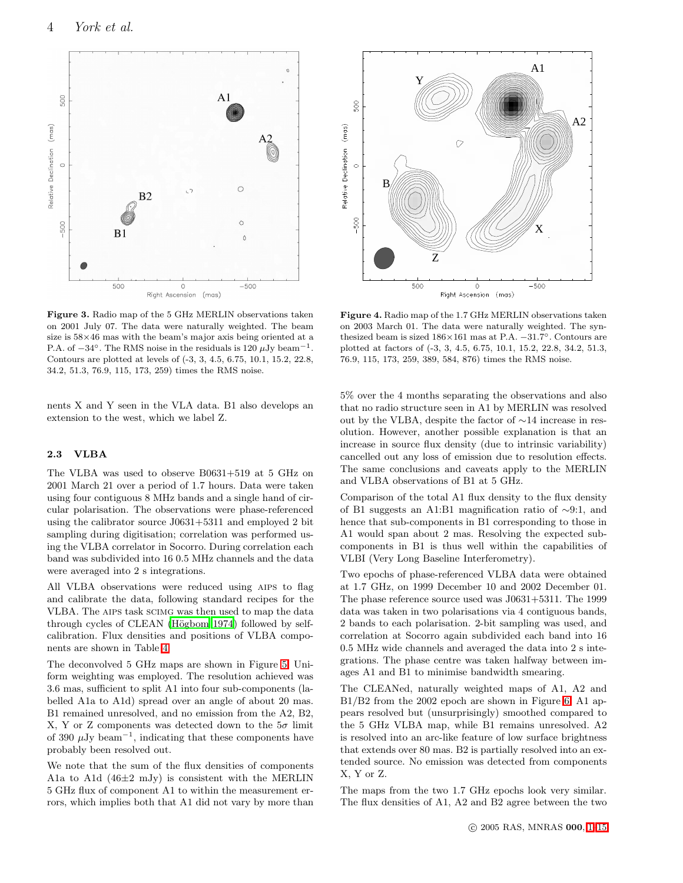**Figure 3.** Radio map of the 5 GHz MERLIN observations taken on 2001 July 07. The data were naturally weighted. The beam size is 58×46 mas with the beam's major axis being oriented at a P.A. of −34°. The RMS noise in the residuals is 120 μJy beam$^{-1}$. Contours are plotted at levels of (-3, 3, 4.5, 6.75, 10.1, 15.2, 22.8, 34.2, 51.3, 76.9, 115, 173, 259) times the RMS noise.

**Figure 4.** Radio map of the 1.7 GHz MERLIN observations taken on 2003 March 01. The data were naturally weighted. The synthesized beam is sized 186×161 mas at P.A. −31.7°. Contours are plotted at factors of (-3, 3, 4.5, 6.75, 10.1, 15.2, 22.8, 34.2, 51.3, 76.9, 115, 173, 259, 389, 584, 876) times the RMS noise.

nents X and Y seen in the VLA data. B1 also develops an extension to the west, which we label Z.

### 2.3 VLBA

The VLBA was used to observe B0631+519 at 5 GHz on 2001 March 21 over a period of 1.7 hours. Data were taken using four contiguous 8 MHz bands and a single hand of circular polarisation. The observations were phase-referenced using the calibrator source J0631+5311 and employed 2 bit sampling during digitisation; correlation was performed using the VLBA correlator in Socorro. During correlation each band was subdivided into 16 0.5 MHz channels and the data were averaged into 2 s integrations.

All VLBA observations were reduced using AIPS to flag and calibrate the data, following standard recipes for the VLBA. The AIPS task SCIMG was then used to map the data through cycles of CLEAN (Högbom 1974) followed by self-calibration. Flux densities and positions of VLBA components are shown in Table 4.

The deconvolved 5 GHz maps are shown in Figure 5. Uniform weighting was employed. The resolution achieved was 3.6 mas, sufficient to split A1 into four sub-components (labelled A1a to A1d) spread over an angle of about 20 mas. B1 remained unresolved, and no emission from the A2, B2, X, Y or Z components was detected down to the 5σ limit of 390 μJy beam$^{-1}$, indicating that these components have probably been resolved out.

We note that the sum of the flux densities of components A1a to A1d (46±2 mJy) is consistent with the MERLIN 5 GHz flux of component A1 to within the measurement errors, which implies both that A1 did not vary by more than 5% over the 4 months separating the observations and also that no radio structure seen in A1 by MERLIN was resolved out by the VLBA, despite the factor of ∼14 increase in resolution. However, another possible explanation is that an increase in source flux density (due to intrinsic variability) cancelled out any loss of emission due to resolution effects. The same conclusions and caveats apply to the MERLIN and VLBA observations of B1 at 5 GHz.

Comparison of the total A1 flux density to the flux density of B1 suggests an A1:B1 magnification ratio of ∼9:1, and hence that sub-components in B1 corresponding to those in A1 would span about 2 mas. Resolving the expected sub-components in B1 is thus well within the capabilities of VLBI (Very Long Baseline Interferometry).

Two epochs of phase-referenced VLBA data were obtained at 1.7 GHz, on 1999 December 10 and 2002 December 01. The phase reference source used was J0631+5311. The 1999 data was taken in two polarisations via 4 contiguous bands, 2 bands to each polarisation. 2-bit sampling was used, and correlation at Socorro again subdivided each band into 16 0.5 MHz wide channels and averaged the data into 2 s integrations. The phase centre was taken halfway between images A1 and B1 to minimise bandwidth smearing.

The CLEANed, naturally weighted maps of A1, A2 and B1/B2 from the 2002 epoch are shown in Figure 6. A1 appears resolved but (unsurprisingly) smoothed compared to the 5 GHz VLBA map, while B1 remains unresolved. A2 is resolved into an arc-like feature of low surface brightness that extends over 80 mas. B2 is partially resolved into an extended source. No emission was detected from components X, Y or Z.

The maps from the two 1.7 GHz epochs look very similar. The flux densities of A1, A2 and B2 agree between the two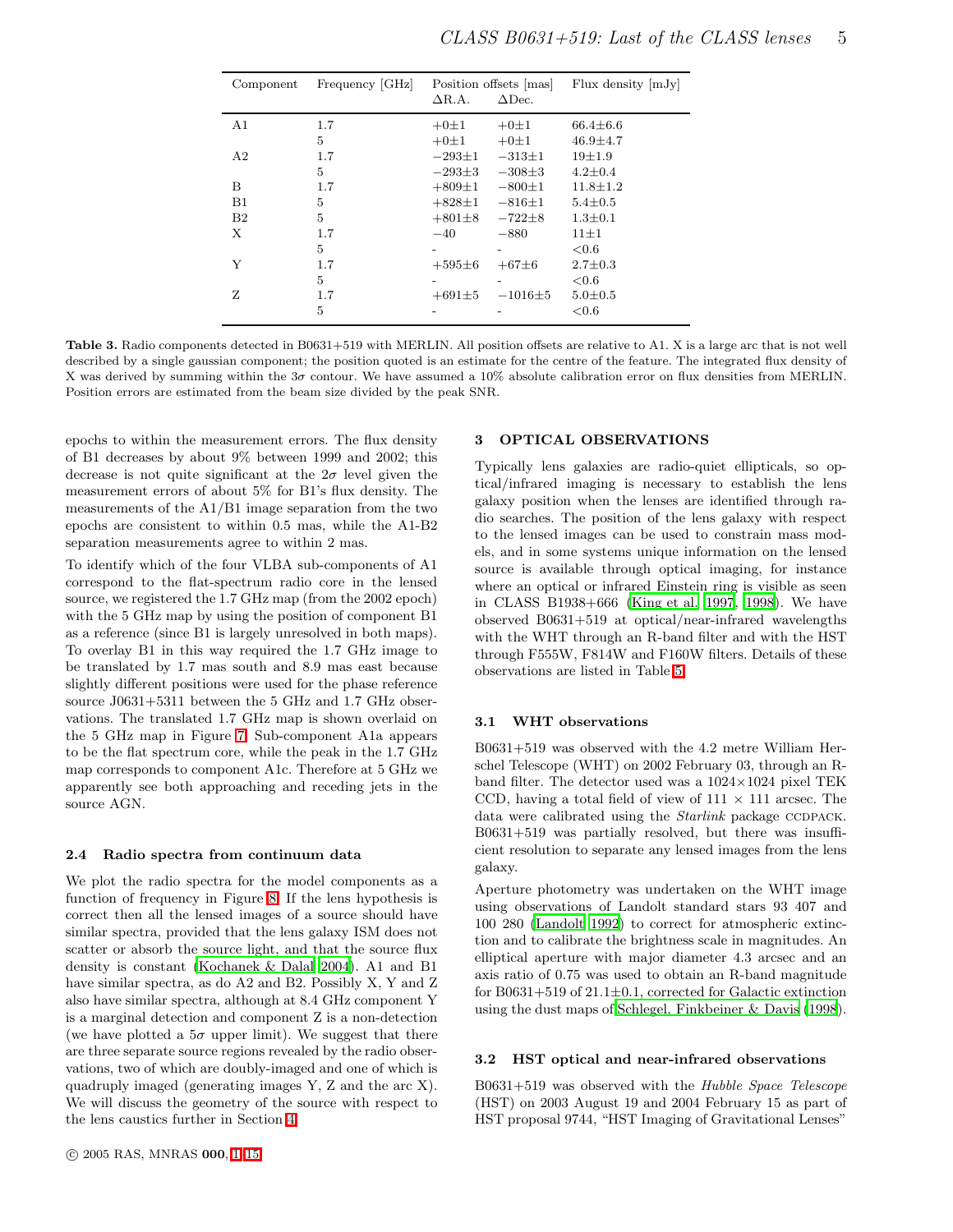| Component | Frequency [GHz] | Position offsets [mas] | | Flux density [mJy] |
|---|---|---|---|---|
| | | ΔR.A. | ΔDec. | |
| A1 | 1.7 | $+0\pm1$ | $+0\pm1$ | $66.4\pm6.6$ |
| | 5 | $+0\pm1$ | $+0\pm1$ | $46.9\pm4.7$ |
| A2 | 1.7 | $-293\pm1$ | $-313\pm1$ | $19\pm1.9$ |
| | 5 | $-293\pm3$ | $-308\pm3$ | $4.2\pm0.4$ |
| B | 1.7 | $+809\pm1$ | $-800\pm1$ | $11.8\pm1.2$ |
| B1 | 5 | $+828\pm1$ | $-816\pm1$ | $5.4\pm0.5$ |
| B2 | 5 | $+801\pm8$ | $-722\pm8$ | $1.3\pm0.1$ |
| X | 1.7 | $-40$ | $-880$ | $11\pm1$ |
| | 5 | - | - | $<0.6$ |
| Y | 1.7 | $+595\pm6$ | $+67\pm6$ | $2.7\pm0.3$ |
| | 5 | - | - | $<0.6$ |
| Z | 1.7 | $+691\pm5$ | $-1016\pm5$ | $5.0\pm0.5$ |
| | 5 | - | - | $<0.6$ |

**Table 3.** Radio components detected in B0631+519 with MERLIN. All position offsets are relative to A1. X is a large arc that is not well described by a single gaussian component; the position quoted is an estimate for the centre of the feature. The integrated flux density of X was derived by summing within the $3\sigma$ contour. We have assumed a 10% absolute calibration error on flux densities from MERLIN. Position errors are estimated from the beam size divided by the peak SNR.

epochs to within the measurement errors. The flux density of B1 decreases by about 9% between 1999 and 2002; this decrease is not quite significant at the $2\sigma$ level given the measurement errors of about 5% for B1's flux density. The measurements of the A1/B1 image separation from the two epochs are consistent to within 0.5 mas, while the A1-B2 separation measurements agree to within 2 mas.

To identify which of the four VLBA sub-components of A1 correspond to the flat-spectrum radio core in the lensed source, we registered the 1.7 GHz map (from the 2002 epoch) with the 5 GHz map by using the position of component B1 as a reference (since B1 is largely unresolved in both maps). To overlay B1 in this way required the 1.7 GHz image to be translated by 1.7 mas south and 8.9 mas east because slightly different positions were used for the phase reference source J0631+5311 between the 5 GHz and 1.7 GHz observations. The translated 1.7 GHz map is shown overlaid on the 5 GHz map in Figure 7. Sub-component A1a appears to be the flat spectrum core, while the peak in the 1.7 GHz map corresponds to component A1c. Therefore at 5 GHz we apparently see both approaching and receding jets in the source AGN.

### 2.4 Radio spectra from continuum data

We plot the radio spectra for the model components as a function of frequency in Figure 8. If the lens hypothesis is correct then all the lensed images of a source should have similar spectra, provided that the lens galaxy ISM does not scatter or absorb the source light, and that the source flux density is constant (Kochanek & Dalal 2004). A1 and B1 have similar spectra, as do A2 and B2. Possibly X, Y and Z also have similar spectra, although at 8.4 GHz component Y is a marginal detection and component Z is a non-detection (we have plotted a $5\sigma$ upper limit). We suggest that there are three separate source regions revealed by the radio observations, two of which are doubly-imaged and one of which is quadruply imaged (generating images Y, Z and the arc X). We will discuss the geometry of the source with respect to the lens caustics further in Section 4.

## 3 OPTICAL OBSERVATIONS

Typically lens galaxies are radio-quiet ellipticals, so optical/infrared imaging is necessary to establish the lens galaxy position when the lenses are identified through radio searches. The position of the lens galaxy with respect to the lensed images can be used to constrain mass models, and in some systems unique information on the lensed source is available through optical imaging, for instance where an optical or infrared Einstein ring is visible as seen in CLASS B1938+666 (King et al. 1997, 1998). We have observed B0631+519 at optical/near-infrared wavelengths with the WHT through an R-band filter and with the HST through F555W, F814W and F160W filters. Details of these observations are listed in Table 5.

### 3.1 WHT observations

B0631+519 was observed with the 4.2 metre William Herschel Telescope (WHT) on 2002 February 03, through an R-band filter. The detector used was a 1024×1024 pixel TEK CCD, having a total field of view of 111 × 111 arcsec. The data were calibrated using the *Starlink* package CCDPACK. B0631+519 was partially resolved, but there was insufficient resolution to separate any lensed images from the lens galaxy.

Aperture photometry was undertaken on the WHT image using observations of Landolt standard stars 93 407 and 100 280 (Landolt 1992) to correct for atmospheric extinction and to calibrate the brightness scale in magnitudes. An elliptical aperture with major diameter 4.3 arcsec and an axis ratio of 0.75 was used to obtain an R-band magnitude for B0631+519 of $21.1\pm0.1$, corrected for Galactic extinction using the dust maps of Schlegel, Finkbeiner & Davis (1998).

### 3.2 HST optical and near-infrared observations

B0631+519 was observed with the *Hubble Space Telescope* (HST) on 2003 August 19 and 2004 February 15 as part of HST proposal 9744, "HST Imaging of Gravitational Lenses"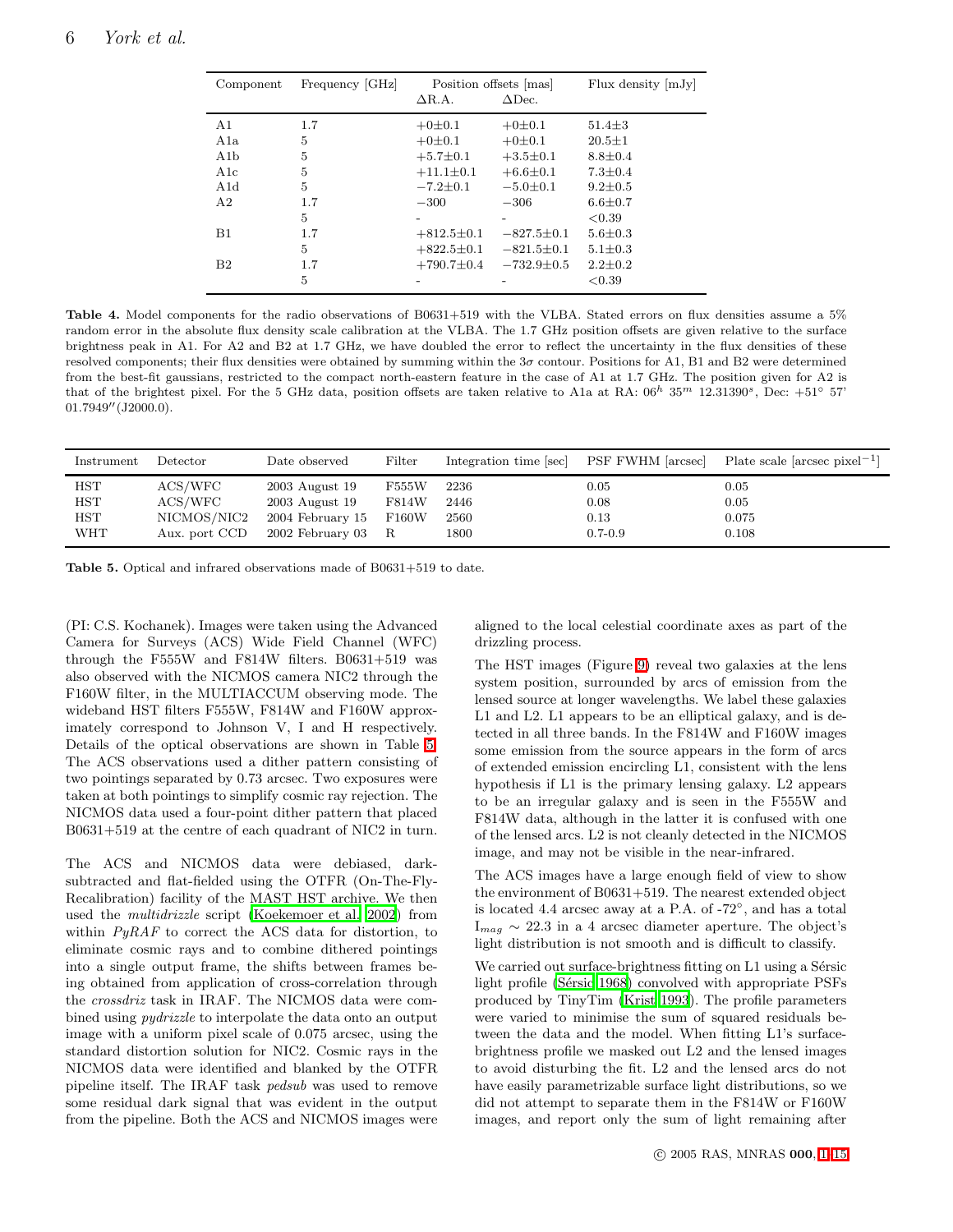| Component | Frequency [GHz] | Position offsets [mas] | | Flux density [mJy] |
|---|---|---|---|---|
| | | ΔR.A. | ΔDec. | |
| A1 | 1.7 | +0±0.1 | +0±0.1 | 51.4±3 |
| A1a | 5 | +0±0.1 | +0±0.1 | 20.5±1 |
| A1b | 5 | +5.7±0.1 | +3.5±0.1 | 8.8±0.4 |
| A1c | 5 | +11.1±0.1 | +6.6±0.1 | 7.3±0.4 |
| A1d | 5 | −7.2±0.1 | −5.0±0.1 | 9.2±0.5 |
| A2 | 1.7 | −300 | −306 | 6.6±0.7 |
| | 5 | - | - | <0.39 |
| B1 | 1.7 | +812.5±0.1 | −827.5±0.1 | 5.6±0.3 |
| | 5 | +822.5±0.1 | −821.5±0.1 | 5.1±0.3 |
| B2 | 1.7 | +790.7±0.4 | −732.9±0.5 | 2.2±0.2 |
| | 5 | - | - | <0.39 |

**Table 4.** Model components for the radio observations of B0631+519 with the VLBA. Stated errors on flux densities assume a 5% random error in the absolute flux density scale calibration at the VLBA. The 1.7 GHz position offsets are given relative to the surface brightness peak in A1. For A2 and B2 at 1.7 GHz, we have doubled the error to reflect the uncertainty in the flux densities of these resolved components; their flux densities were obtained by summing within the 3$\sigma$ contour. Positions for A1, B1 and B2 were determined from the best-fit gaussians, restricted to the compact north-eastern feature in the case of A1 at 1.7 GHz. The position given for A2 is that of the brightest pixel. For the 5 GHz data, position offsets are taken relative to A1a at RA: $06^h$ $35^m$ $12.31390^s$, Dec: +51° 57′ 01.7949″(J2000.0).

| Instrument | Detector | Date observed | Filter | Integration time [sec] | PSF FWHM [arcsec] | Plate scale [arcsec pixel$^{-1}$] |
|---|---|---|---|---|---|---|
| HST | ACS/WFC | 2003 August 19 | F555W | 2236 | 0.05 | 0.05 |
| HST | ACS/WFC | 2003 August 19 | F814W | 2446 | 0.08 | 0.05 |
| HST | NICMOS/NIC2 | 2004 February 15 | F160W | 2560 | 0.13 | 0.075 |
| WHT | Aux. port CCD | 2002 February 03 | R | 1800 | 0.7-0.9 | 0.108 |

**Table 5.** Optical and infrared observations made of B0631+519 to date.

(PI: C.S. Kochanek). Images were taken using the Advanced Camera for Surveys (ACS) Wide Field Channel (WFC) through the F555W and F814W filters. B0631+519 was also observed with the NICMOS camera NIC2 through the F160W filter, in the MULTIACCUM observing mode. The wideband HST filters F555W, F814W and F160W approximately correspond to Johnson V, I and H respectively. Details of the optical observations are shown in Table 5. The ACS observations used a dither pattern consisting of two pointings separated by 0.73 arcsec. Two exposures were taken at both pointings to simplify cosmic ray rejection. The NICMOS data used a four-point dither pattern that placed B0631+519 at the centre of each quadrant of NIC2 in turn.

The ACS and NICMOS data were debiased, dark-subtracted and flat-fielded using the OTFR (On-The-Fly-Recalibration) facility of the MAST HST archive. We then used the *multidrizzle* script (Koekemoer et al. 2002) from within *PyRAF* to correct the ACS data for distortion, to eliminate cosmic rays and to combine dithered pointings into a single output frame, the shifts between frames being obtained from application of cross-correlation through the *crossdriz* task in IRAF. The NICMOS data were combined using *pydrizzle* to interpolate the data onto an output image with a uniform pixel scale of 0.075 arcsec, using the standard distortion solution for NIC2. Cosmic rays in the NICMOS data were identified and blanked by the OTFR pipeline itself. The IRAF task *pedsub* was used to remove some residual dark signal that was evident in the output from the pipeline. Both the ACS and NICMOS images were aligned to the local celestial coordinate axes as part of the drizzling process.

The HST images (Figure 9) reveal two galaxies at the lens system position, surrounded by arcs of emission from the lensed source at longer wavelengths. We label these galaxies L1 and L2. L1 appears to be an elliptical galaxy, and is detected in all three bands. In the F814W and F160W images some emission from the source appears in the form of arcs of extended emission encircling L1, consistent with the lens hypothesis if L1 is the primary lensing galaxy. L2 appears to be an irregular galaxy and is seen in the F555W and F814W data, although in the latter it is confused with one of the lensed arcs. L2 is not cleanly detected in the NICMOS image, and may not be visible in the near-infrared.

The ACS images have a large enough field of view to show the environment of B0631+519. The nearest extended object is located 4.4 arcsec away at a P.A. of -72°, and has a total $I_{mag} \sim 22.3$ in a 4 arcsec diameter aperture. The object's light distribution is not smooth and is difficult to classify.

We carried out surface-brightness fitting on L1 using a Sérsic light profile (Sérsic 1968) convolved with appropriate PSFs produced by TinyTim (Krist 1993). The profile parameters were varied to minimise the sum of squared residuals between the data and the model. When fitting L1's surface-brightness profile we masked out L2 and the lensed images to avoid disturbing the fit. L2 and the lensed arcs do not have easily parametrizable surface light distributions, so we did not attempt to separate them in the F814W or F160W images, and report only the sum of light remaining after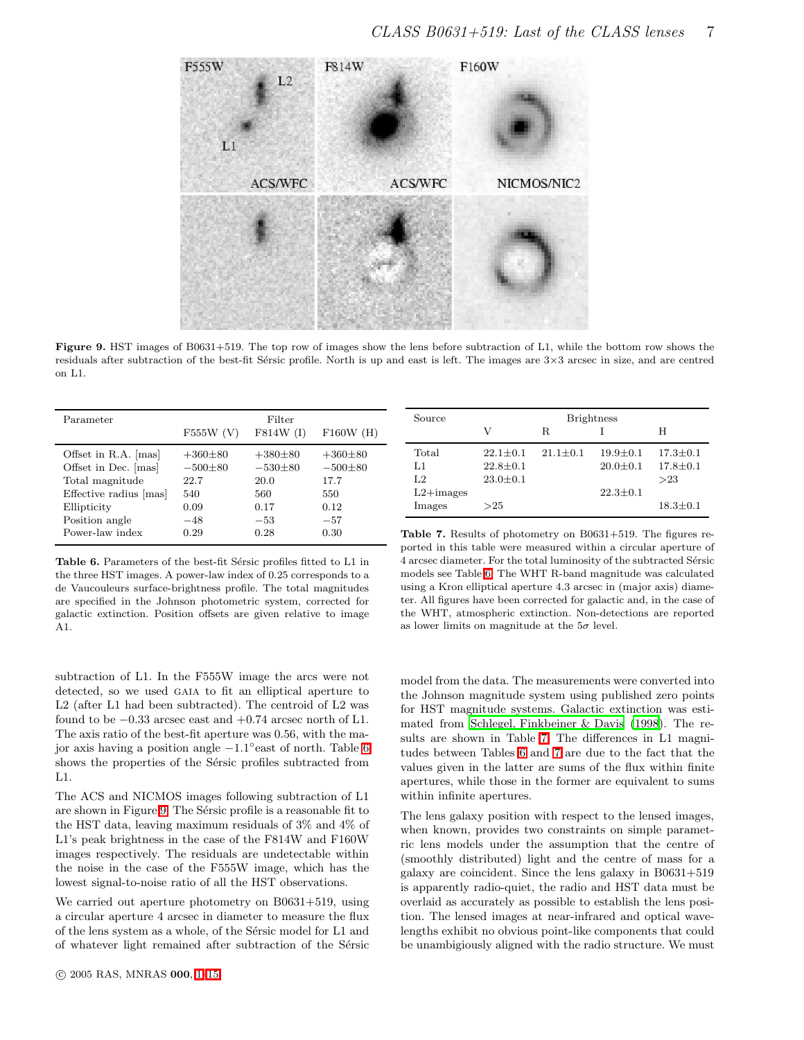Figure 9. HST images of B0631+519. The top row of images show the lens before subtraction of L1, while the bottom row shows the residuals after subtraction of the best-fit Sérsic profile. North is up and east is left. The images are 3×3 arcsec in size, and are centred on L1.

| Parameter | Filter | | |
|---|---|---|---|
| | F555W (V) | F814W (I) | F160W (H) |
| Offset in R.A. [mas] | +360±80 | +380±80 | +360±80 |
| Offset in Dec. [mas] | −500±80 | −530±80 | −500±80 |
| Total magnitude | 22.7 | 20.0 | 17.7 |
| Effective radius [mas] | 540 | 560 | 550 |
| Ellipticity | 0.09 | 0.17 | 0.12 |
| Position angle | −48 | −53 | −57 |
| Power-law index | 0.29 | 0.28 | 0.30 |

**Table 6.** Parameters of the best-fit Sérsic profiles fitted to L1 in the three HST images. A power-law index of 0.25 corresponds to a de Vaucouleurs surface-brightness profile. The total magnitudes are specified in the Johnson photometric system, corrected for galactic extinction. Position offsets are given relative to image A1.

| Source | Brightness | | | |
|---|---|---|---|---|
| | V | R | I | H |
| Total | 22.1±0.1 | 21.1±0.1 | 19.9±0.1 | 17.3±0.1 |
| L1 | 22.8±0.1 | | 20.0±0.1 | 17.8±0.1 |
| L2 | 23.0±0.1 | | | >23 |
| L2+images | | | 22.3±0.1 | |
| Images | >25 | | | 18.3±0.1 |

**Table 7.** Results of photometry on B0631+519. The figures reported in this table were measured within a circular aperture of 4 arcsec diameter. For the total luminosity of the subtracted Sérsic models see Table 6. The WHT R-band magnitude was calculated using a Kron elliptical aperture 4.3 arcsec in (major axis) diameter. All figures have been corrected for galactic and, in the case of the WHT, atmospheric extinction. Non-detections are reported as lower limits on magnitude at the $5\sigma$ level.

subtraction of L1. In the F555W image the arcs were not detected, so we used GAIA to fit an elliptical aperture to L2 (after L1 had been subtracted). The centroid of L2 was found to be −0.33 arcsec east and +0.74 arcsec north of L1. The axis ratio of the best-fit aperture was 0.56, with the major axis having a position angle −1.1° east of north. Table 6 shows the properties of the Sérsic profiles subtracted from L1.

The ACS and NICMOS images following subtraction of L1 are shown in Figure 9. The Sérsic profile is a reasonable fit to the HST data, leaving maximum residuals of 3% and 4% of L1's peak brightness in the case of the F814W and F160W images respectively. The residuals are undetectable within the noise in the case of the F555W image, which has the lowest signal-to-noise ratio of all the HST observations.

We carried out aperture photometry on B0631+519, using a circular aperture 4 arcsec in diameter to measure the flux of the lens system as a whole, of the Sérsic model for L1 and of whatever light remained after subtraction of the Sérsic model from the data. The measurements were converted into the Johnson magnitude system using published zero points for HST magnitude systems. Galactic extinction was estimated from Schlegel, Finkbeiner & Davis (1998). The results are shown in Table 7. The differences in L1 magnitudes between Tables 6 and 7 are due to the fact that the values given in the latter are sums of the flux within finite apertures, while those in the former are equivalent to sums within infinite apertures.

The lens galaxy position with respect to the lensed images, when known, provides two constraints on simple parametric lens models under the assumption that the centre of (smoothly distributed) light and the centre of mass for a galaxy are coincident. Since the lens galaxy in B0631+519 is apparently radio-quiet, the radio and HST data must be overlaid as accurately as possible to establish the lens position. The lensed images at near-infrared and optical wavelengths exhibit no obvious point-like components that could be unambiguously aligned with the radio structure. We must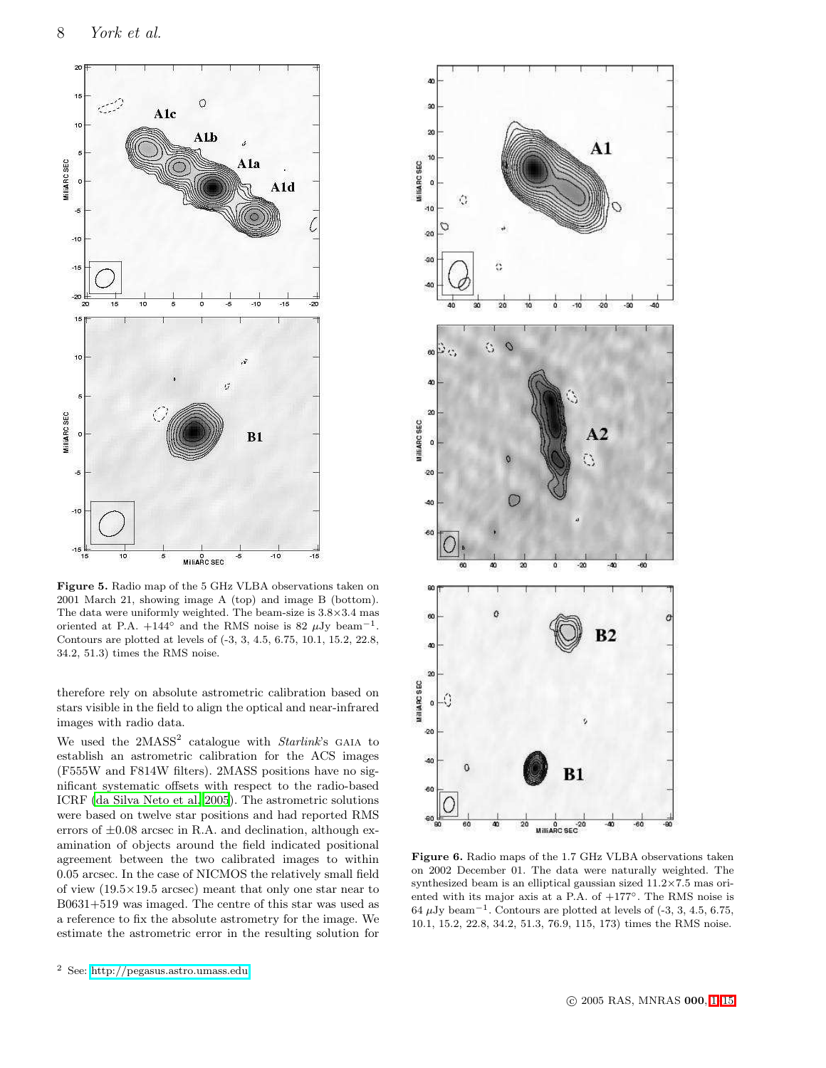**Figure 5.** Radio map of the 5 GHz VLBA observations taken on 2001 March 21, showing image A (top) and image B (bottom). The data were uniformly weighted. The beam-size is 3.8×3.4 mas oriented at P.A. $+144°$ and the RMS noise is 82 $\mu$Jy beam$^{-1}$. Contours are plotted at levels of (-3, 3, 4.5, 6.75, 10.1, 15.2, 22.8, 34.2, 51.3) times the RMS noise.

**Figure 6.** Radio maps of the 1.7 GHz VLBA observations taken on 2002 December 01. The data were naturally weighted. The synthesized beam is an elliptical gaussian sized 11.2×7.5 mas oriented with its major axis at a P.A. of $+177°$. The RMS noise is 64 $\mu$Jy beam$^{-1}$. Contours are plotted at levels of (-3, 3, 4.5, 6.75, 10.1, 15.2, 22.8, 34.2, 51.3, 76.9, 115, 173) times the RMS noise.

therefore rely on absolute astrometric calibration based on stars visible in the field to align the optical and near-infrared images with radio data.

We used the 2MASS[2] catalogue with *Starlink*'s GAIA to establish an astrometric calibration for the ACS images (F555W and F814W filters). 2MASS positions have no significant systematic offsets with respect to the radio-based ICRF (da Silva Neto et al. 2005). The astrometric solutions were based on twelve star positions and had reported RMS errors of ±0.08 arcsec in R.A. and declination, although examination of objects around the field indicated positional agreement between the two calibrated images to within 0.05 arcsec. In the case of NICMOS the relatively small field of view (19.5×19.5 arcsec) meant that only one star near to B0631+519 was imaged. The centre of this star was used as a reference to fix the absolute astrometry for the image. We estimate the astrometric error in the resulting solution for

[2] See: http://pegasus.astro.umass.edu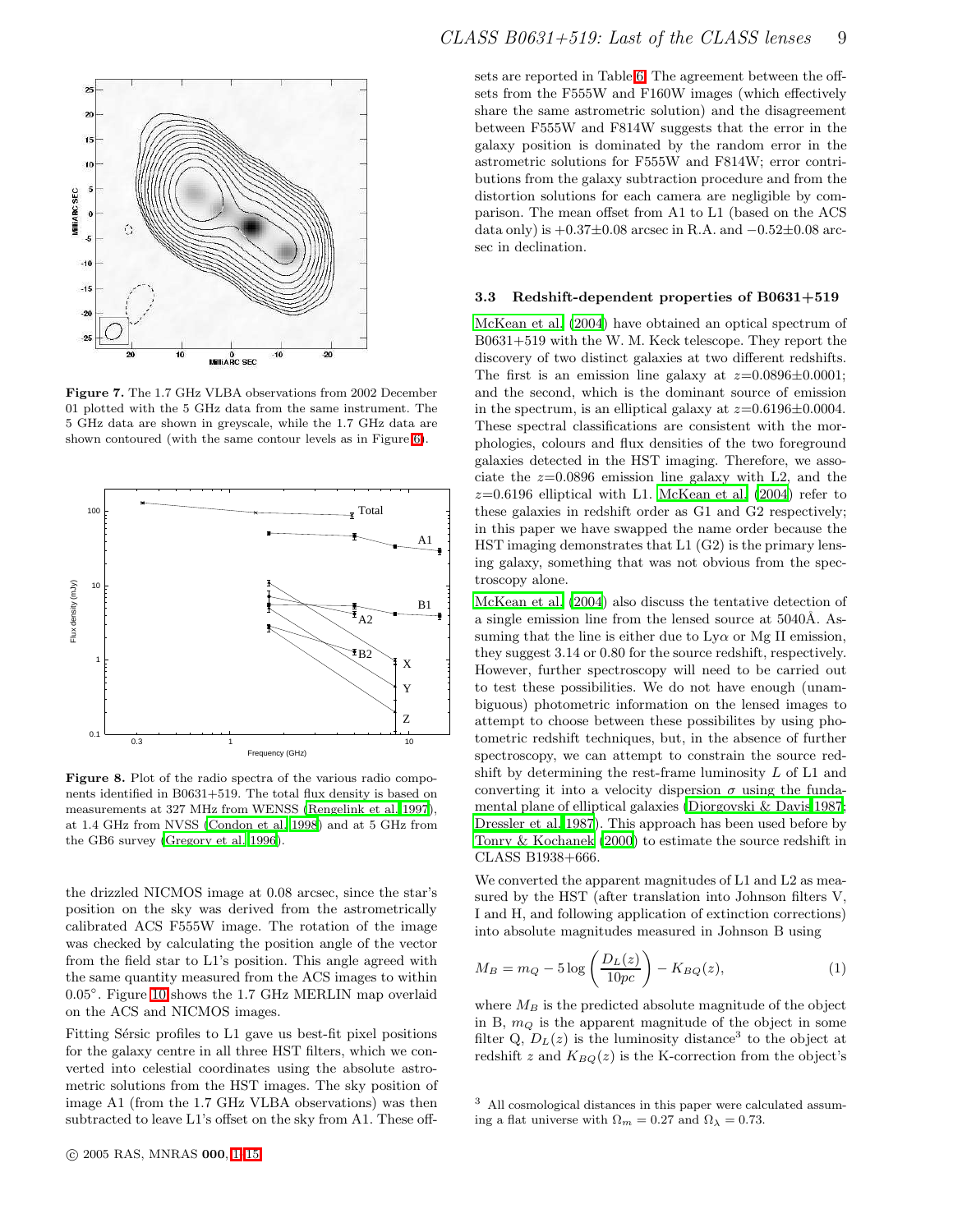Figure 7. The 1.7 GHz VLBA observations from 2002 December 01 plotted with the 5 GHz data from the same instrument. The 5 GHz data are shown in greyscale, while the 1.7 GHz data are shown contoured (with the same contour levels as in Figure 6).

Figure 8. Plot of the radio spectra of the various radio components identified in B0631+519. The total flux density is based on measurements at 327 MHz from WENSS (Rengelink et al. 1997), at 1.4 GHz from NVSS (Condon et al. 1998) and at 5 GHz from the GB6 survey (Gregory et al. 1996).

the drizzled NICMOS image at 0.08 arcsec, since the star's position on the sky was derived from the astrometrically calibrated ACS F555W image. The rotation of the image was checked by calculating the position angle of the vector from the field star to L1's position. This angle agreed with the same quantity measured from the ACS images to within 0.05°. Figure 10 shows the 1.7 GHz MERLIN map overlaid on the ACS and NICMOS images.

Fitting Sérsic profiles to L1 gave us best-fit pixel positions for the galaxy centre in all three HST filters, which we converted into celestial coordinates using the absolute astrometric solutions from the HST images. The sky position of image A1 (from the 1.7 GHz VLBA observations) was then subtracted to leave L1's offset on the sky from A1. These offsets are reported in Table 6. The agreement between the offsets from the F555W and F160W images (which effectively share the same astrometric solution) and the disagreement between F555W and F814W suggests that the error in the galaxy position is dominated by the random error in the astrometric solutions for F555W and F814W; error contributions from the galaxy subtraction procedure and from the distortion solutions for each camera are negligible by comparison. The mean offset from A1 to L1 (based on the ACS data only) is $+0.37\pm0.08$ arcsec in R.A. and $-0.52\pm0.08$ arcsec in declination.

### 3.3 Redshift-dependent properties of B0631+519

McKean et al. (2004) have obtained an optical spectrum of B0631+519 with the W. M. Keck telescope. They report the discovery of two distinct galaxies at two different redshifts. The first is an emission line galaxy at $z$=0.0896±0.0001; and the second, which is the dominant source of emission in the spectrum, is an elliptical galaxy at $z$=0.6196±0.0004. These spectral classifications are consistent with the morphologies, colours and flux densities of the two foreground galaxies detected in the HST imaging. Therefore, we associate the $z$=0.0896 emission line galaxy with L2, and the $z$=0.6196 elliptical with L1. McKean et al. (2004) refer to these galaxies in redshift order as G1 and G2 respectively; in this paper we have swapped the name order because the HST imaging demonstrates that L1 (G2) is the primary lensing galaxy, something that was not obvious from the spectroscopy alone.

McKean et al. (2004) also discuss the tentative detection of a single emission line from the lensed source at 5040Å. Assuming that the line is either due to Ly$\alpha$ or Mg II emission, they suggest 3.14 or 0.80 for the source redshift, respectively. However, further spectroscopy will need to be carried out to test these possibilities. We do not have enough (unambiguous) photometric information on the lensed images to attempt to choose between these possibilites by using photometric redshift techniques, but, in the absence of further spectroscopy, we can attempt to constrain the source redshift by determining the rest-frame luminosity $L$ of L1 and converting it into a velocity dispersion $\sigma$ using the fundamental plane of elliptical galaxies (Djorgovski & Davis 1987; Dressler et al. 1987). This approach has been used before by Tonry & Kochanek (2000) to estimate the source redshift in CLASS B1938+666.

We converted the apparent magnitudes of L1 and L2 as measured by the HST (after translation into Johnson filters V, I and H, and following application of extinction corrections) into absolute magnitudes measured in Johnson B using

$$M_B = m_Q - 5\log\left(\frac{D_L(z)}{10pc}\right) - K_{BQ}(z), \quad (1)$$

where $M_B$ is the predicted absolute magnitude of the object in B, $m_Q$ is the apparent magnitude of the object in some filter Q, $D_L(z)$ is the luminosity distance[3] to the object at redshift $z$ and $K_{BQ}(z)$ is the K-correction from the object's

[3] All cosmological distances in this paper were calculated assuming a flat universe with $\Omega_m = 0.27$ and $\Omega_\lambda = 0.73$.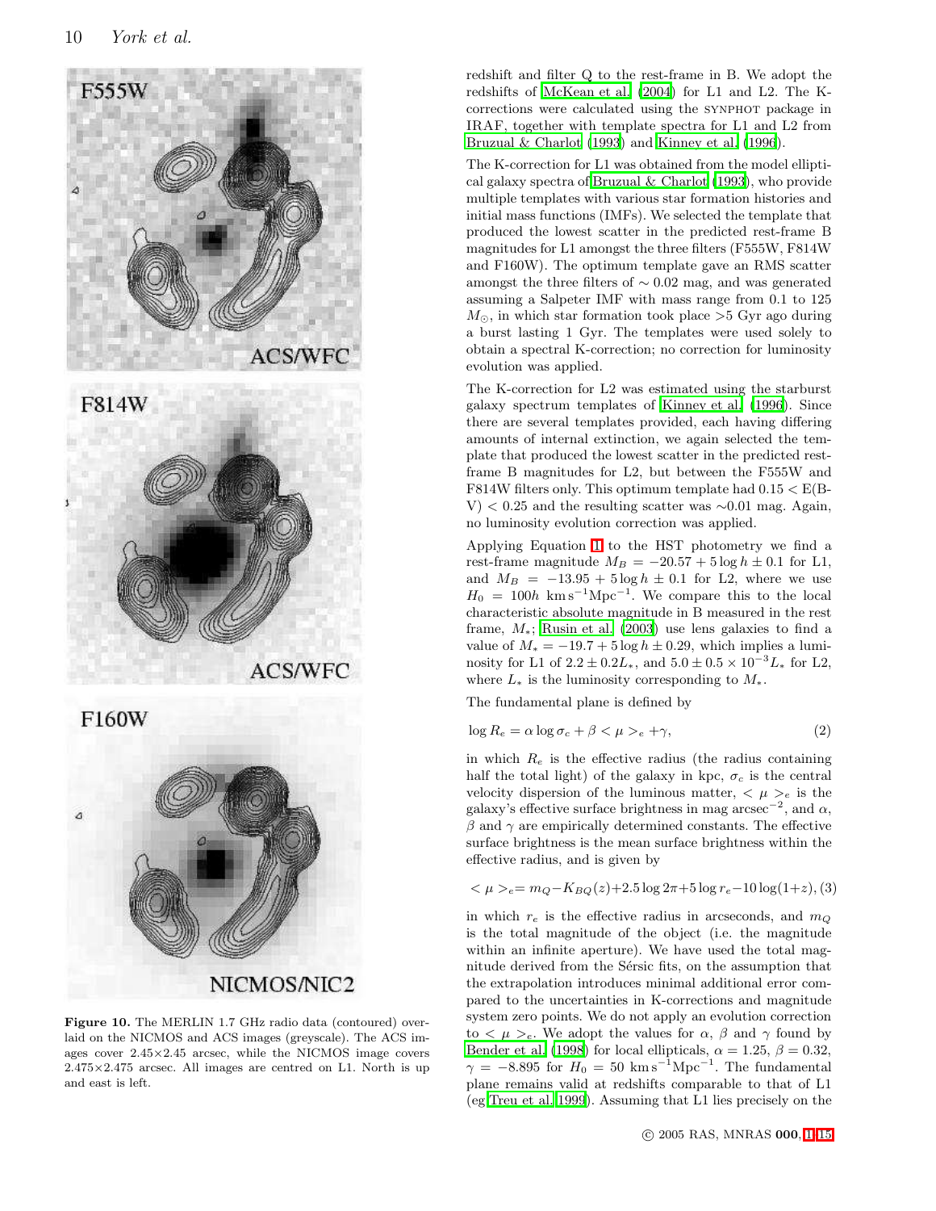Figure 10. The MERLIN 1.7 GHz radio data (contoured) overlaid on the NICMOS and ACS images (greyscale). The ACS images cover 2.45×2.45 arcsec, while the NICMOS image covers 2.475×2.475 arcsec. All images are centred on L1. North is up and east is left.

redshift and filter Q to the rest-frame in B. We adopt the redshifts of McKean et al. (2004) for L1 and L2. The K-corrections were calculated using the SYNPHOT package in IRAF, together with template spectra for L1 and L2 from Bruzual & Charlot (1993) and Kinney et al. (1996).

The K-correction for L1 was obtained from the model elliptical galaxy spectra of Bruzual & Charlot (1993), who provide multiple templates with various star formation histories and initial mass functions (IMFs). We selected the template that produced the lowest scatter in the predicted rest-frame B magnitudes for L1 amongst the three filters (F555W, F814W and F160W). The optimum template gave an RMS scatter amongst the three filters of $\sim 0.02$ mag, and was generated assuming a Salpeter IMF with mass range from 0.1 to 125 $M_{\odot}$, in which star formation took place >5 Gyr ago during a burst lasting 1 Gyr. The templates were used solely to obtain a spectral K-correction; no correction for luminosity evolution was applied.

The K-correction for L2 was estimated using the starburst galaxy spectrum templates of Kinney et al. (1996). Since there are several templates provided, each having differing amounts of internal extinction, we again selected the template that produced the lowest scatter in the predicted rest-frame B magnitudes for L2, but between the F555W and F814W filters only. This optimum template had $0.15 <$ E(B-V) $< 0.25$ and the resulting scatter was $\sim$0.01 mag. Again, no luminosity evolution correction was applied.

Applying Equation 1 to the HST photometry we find a rest-frame magnitude $M_B = -20.57 + 5\log h \pm 0.1$ for L1, and $M_B = -13.95 + 5\log h \pm 0.1$ for L2, where we use $H_0 = 100h$ km s$^{-1}$Mpc$^{-1}$. We compare this to the local characteristic absolute magnitude in B measured in the rest frame, $M_*$; Rusin et al. (2003) use lens galaxies to find a value of $M_* = -19.7 + 5\log h \pm 0.29$, which implies a luminosity for L1 of $2.2 \pm 0.2 L_*$, and $5.0 \pm 0.5 \times 10^{-3} L_*$ for L2, where $L_*$ is the luminosity corresponding to $M_*$.

The fundamental plane is defined by

$$\log R_e = \alpha \log \sigma_c + \beta < \mu >_e + \gamma, \qquad (2)$$

in which $R_e$ is the effective radius (the radius containing half the total light) of the galaxy in kpc, $\sigma_c$ is the central velocity dispersion of the luminous matter, $< \mu >_e$ is the galaxy's effective surface brightness in mag arcsec$^{-2}$, and $\alpha$, $\beta$ and $\gamma$ are empirically determined constants. The effective surface brightness is the mean surface brightness within the effective radius, and is given by

$$< \mu >_e = m_Q - K_{BQ}(z) + 2.5\log 2\pi + 5\log r_e - 10\log(1+z), \qquad (3)$$

in which $r_e$ is the effective radius in arcseconds, and $m_Q$ is the total magnitude of the object (i.e. the magnitude within an infinite aperture). We have used the total magnitude derived from the Sérsic fits, on the assumption that the extrapolation introduces minimal additional error compared to the uncertainties in K-corrections and magnitude system zero points. We do not apply an evolution correction to $< \mu >_e$. We adopt the values for $\alpha$, $\beta$ and $\gamma$ found by Bender et al. (1998) for local ellipticals, $\alpha = 1.25$, $\beta = 0.32$, $\gamma = -8.895$ for $H_0 = 50$ km s$^{-1}$Mpc$^{-1}$. The fundamental plane remains valid at redshifts comparable to that of L1 (eg Treu et al. 1999). Assuming that L1 lies precisely on the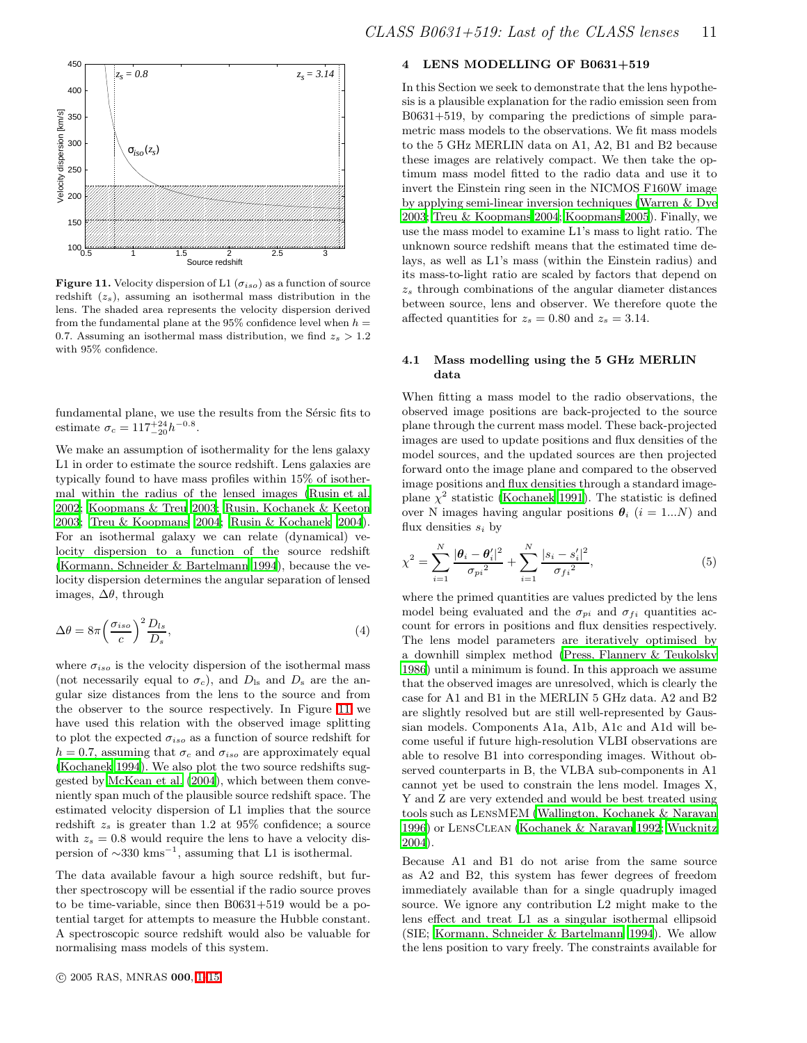**Figure 11.** Velocity dispersion of L1 ($\sigma_{iso}$) as a function of source redshift ($z_s$), assuming an isothermal mass distribution in the lens. The shaded area represents the velocity dispersion derived from the fundamental plane at the 95% confidence level when $h = 0.7$. Assuming an isothermal mass distribution, we find $z_s > 1.2$ with 95% confidence.

fundamental plane, we use the results from the Sérsic fits to estimate $\sigma_c = 117^{+24}_{-20} h^{-0.8}$.

We make an assumption of isothermality for the lens galaxy L1 in order to estimate the source redshift. Lens galaxies are typically found to have mass profiles within 15% of isothermal within the radius of the lensed images (Rusin et al. 2002; Koopmans & Treu 2003; Rusin, Kochanek & Keeton 2003; Treu & Koopmans 2004; Rusin & Kochanek 2004). For an isothermal galaxy we can relate (dynamical) velocity dispersion to a function of the source redshift (Kormann, Schneider & Bartelmann 1994), because the velocity dispersion determines the angular separation of lensed images, $\Delta\theta$, through

$$\Delta\theta = 8\pi \left(\frac{\sigma_{iso}}{c}\right)^2 \frac{D_{ls}}{D_s}, \tag{4}$$

where $\sigma_{iso}$ is the velocity dispersion of the isothermal mass (not necessarily equal to $\sigma_c$), and $D_{ls}$ and $D_s$ are the angular size distances from the lens to the source and from the observer to the source respectively. In Figure 11 we have used this relation with the observed image splitting to plot the expected $\sigma_{iso}$ as a function of source redshift for $h = 0.7$, assuming that $\sigma_c$ and $\sigma_{iso}$ are approximately equal (Kochanek 1994). We also plot the two source redshifts suggested by McKean et al. (2004), which between them conveniently span much of the plausible source redshift space. The estimated velocity dispersion of L1 implies that the source redshift $z_s$ is greater than 1.2 at 95% confidence; a source with $z_s = 0.8$ would require the lens to have a velocity dispersion of $\sim$330 km$^{-1}$, assuming that L1 is isothermal.

The data available favour a high source redshift, but further spectroscopy will be essential if the radio source proves to be time-variable, since then B0631+519 would be a potential target for attempts to measure the Hubble constant. A spectroscopic source redshift would also be valuable for normalising mass models of this system.

## 4 LENS MODELLING OF B0631+519

In this Section we seek to demonstrate that the lens hypothesis is a plausible explanation for the radio emission seen from B0631+519, by comparing the predictions of simple parametric mass models to the observations. We fit mass models to the 5 GHz MERLIN data on A1, A2, B1 and B2 because these images are relatively compact. We then take the optimum mass model fitted to the radio data and use it to invert the Einstein ring seen in the NICMOS F160W image by applying semi-linear inversion techniques (Warren & Dye 2003; Treu & Koopmans 2004; Koopmans 2005). Finally, we use the mass model to examine L1's mass to light ratio. The unknown source redshift means that the estimated time delays, as well as L1's mass (within the Einstein radius) and its mass-to-light ratio are scaled by factors that depend on $z_s$ through combinations of the angular diameter distances between source, lens and observer. We therefore quote the affected quantities for $z_s = 0.80$ and $z_s = 3.14$.

### 4.1 Mass modelling using the 5 GHz MERLIN data

When fitting a mass model to the radio observations, the observed image positions are back-projected to the source plane through the current mass model. These back-projected images are used to update positions and flux densities of the model sources, and the updated sources are then projected forward onto the image plane and compared to the observed image positions and flux densities through a standard image-plane $\chi^2$ statistic (Kochanek 1991). The statistic is defined over N images having angular positions $\boldsymbol{\theta}_i$ ($i = 1...N$) and flux densities $s_i$ by

$$\chi^2 = \sum_{i=1}^{N} \frac{|\boldsymbol{\theta}_i - \boldsymbol{\theta}_i'|^2}{{\sigma_{pi}}^2} + \sum_{i=1}^{N} \frac{|s_i - s_i'|^2}{{\sigma_{fi}}^2}, \tag{5}$$

where the primed quantities are values predicted by the lens model being evaluated and the $\sigma_{pi}$ and $\sigma_{fi}$ quantities account for errors in positions and flux densities respectively. The lens model parameters are iteratively optimised by a downhill simplex method (Press, Flannery & Teukolsky 1986) until a minimum is found. In this approach we assume that the observed images are unresolved, which is clearly the case for A1 and B1 in the MERLIN 5 GHz data. A2 and B2 are slightly resolved but are still well-represented by Gaussian models. Components A1a, A1b, A1c and A1d will become useful if future high-resolution VLBI observations are able to resolve B1 into corresponding images. Without observed counterparts in B, the VLBA sub-components in A1 cannot yet be used to constrain the lens model. Images X, Y and Z are very extended and would be best treated using tools such as LensMEM (Wallington, Kochanek & Narayan 1996) or LensClean (Kochanek & Narayan 1992; Wucknitz 2004).

Because A1 and B1 do not arise from the same source as A2 and B2, this system has fewer degrees of freedom immediately available than for a single quadruply imaged source. We ignore any contribution L2 might make to the lens effect and treat L1 as a singular isothermal ellipsoid (SIE; Kormann, Schneider & Bartelmann 1994). We allow the lens position to vary freely. The constraints available for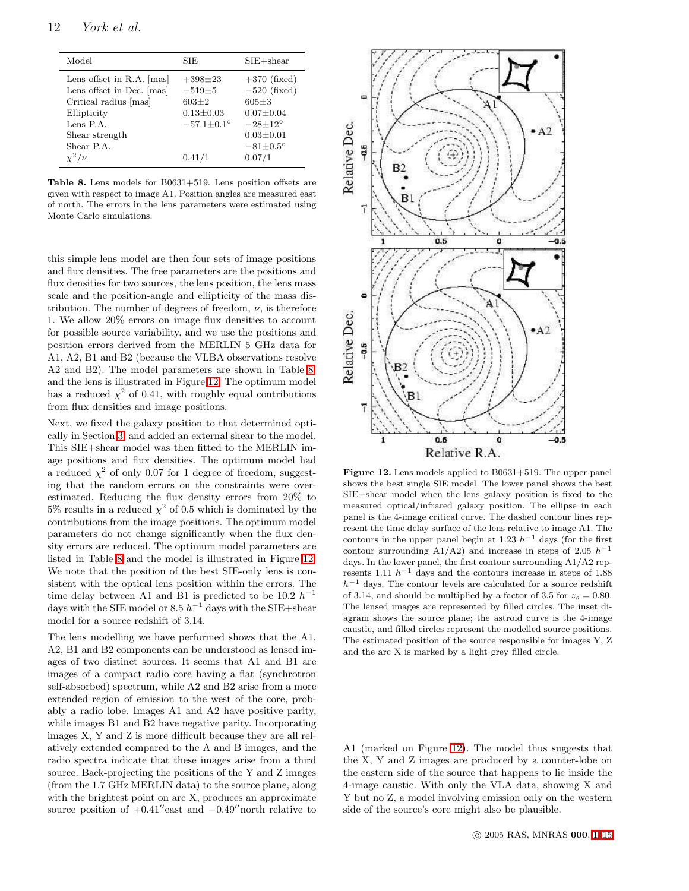| Model | SIE | SIE+shear |
|---|---|---|
| Lens offset in R.A. [mas] | $+398\pm23$ | $+370$ (fixed) |
| Lens offset in Dec. [mas] | $-519\pm5$ | $-520$ (fixed) |
| Critical radius [mas] | $603\pm2$ | $605\pm3$ |
| Ellipticity | $0.13\pm0.03$ | $0.07\pm0.04$ |
| Lens P.A. | $-57.1\pm0.1°$ | $-28\pm12°$ |
| Shear strength | | $0.03\pm0.01$ |
| Shear P.A. | | $-81\pm0.5°$ |
| $\chi^2/\nu$ | 0.41/1 | 0.07/1 |

**Table 8.** Lens models for B0631+519. Lens position offsets are given with respect to image A1. Position angles are measured east of north. The errors in the lens parameters were estimated using Monte Carlo simulations.

this simple lens model are then four sets of image positions and flux densities. The free parameters are the positions and flux densities for two sources, the lens position, the lens mass scale and the position-angle and ellipticity of the mass distribution. The number of degrees of freedom, $\nu$, is therefore 1. We allow 20% errors on image flux densities to account for possible source variability, and we use the positions and position errors derived from the MERLIN 5 GHz data for A1, A2, B1 and B2 (because the VLBA observations resolve A2 and B2). The model parameters are shown in Table 8 and the lens is illustrated in Figure 12. The optimum model has a reduced $\chi^2$ of 0.41, with roughly equal contributions from flux densities and image positions.

Next, we fixed the galaxy position to that determined optically in Section 3 and added an external shear to the model. This SIE+shear model was then fitted to the MERLIN image positions and flux densities. The optimum model had a reduced $\chi^2$ of only 0.07 for 1 degree of freedom, suggesting that the random errors on the constraints were overestimated. Reducing the flux density errors from 20% to 5% results in a reduced $\chi^2$ of 0.5 which is dominated by the contributions from the image positions. The optimum model parameters do not change significantly when the flux density errors are reduced. The optimum model parameters are listed in Table 8 and the model is illustrated in Figure 12. We note that the position of the best SIE-only lens is consistent with the optical lens position within the errors. The time delay between A1 and B1 is predicted to be 10.2 $h^{-1}$ days with the SIE model or 8.5 $h^{-1}$ days with the SIE+shear model for a source redshift of 3.14.

The lens modelling we have performed shows that the A1, A2, B1 and B2 components can be understood as lensed images of two distinct sources. It seems that A1 and B1 are images of a compact radio core having a flat (synchrotron self-absorbed) spectrum, while A2 and B2 arise from a more extended region of emission to the west of the core, probably a radio lobe. Images A1 and A2 have positive parity, while images B1 and B2 have negative parity. Incorporating images X, Y and Z is more difficult because they are all relatively extended compared to the A and B images, and the radio spectra indicate that these images arise from a third source. Back-projecting the positions of the Y and Z images (from the 1.7 GHz MERLIN data) to the source plane, along with the brightest point on arc X, produces an approximate source position of $+0.41''$east and $-0.49''$north relative to A1 (marked on Figure 12). The model thus suggests that the X, Y and Z images are produced by a counter-lobe on the eastern side of the source that happens to lie inside the 4-image caustic. With only the VLA data, showing X and Y but no Z, a model involving emission only on the western side of the source's core might also be plausible.

**Figure 12.** Lens models applied to B0631+519. The upper panel shows the best single SIE model. The lower panel shows the best SIE+shear model when the lens galaxy position is fixed to the measured optical/infrared galaxy position. The ellipse in each panel is the 4-image critical curve. The dashed contour lines represent the time delay surface of the lens relative to image A1. The contours in the upper panel begin at 1.23 $h^{-1}$ days (for the first contour surrounding A1/A2) and increase in steps of 2.05 $h^{-1}$ days. In the lower panel, the first contour surrounding A1/A2 represents 1.11 $h^{-1}$ days and the contours increase in steps of 1.88 $h^{-1}$ days. The contour levels are calculated for a source redshift of 3.14, and should be multiplied by a factor of 3.5 for $z_s = 0.80$. The lensed images are represented by filled circles. The inset diagram shows the source plane; the astroid curve is the 4-image caustic, and filled circles represent the modelled source positions. The estimated position of the source responsible for images Y, Z and the arc X is marked by a light grey filled circle.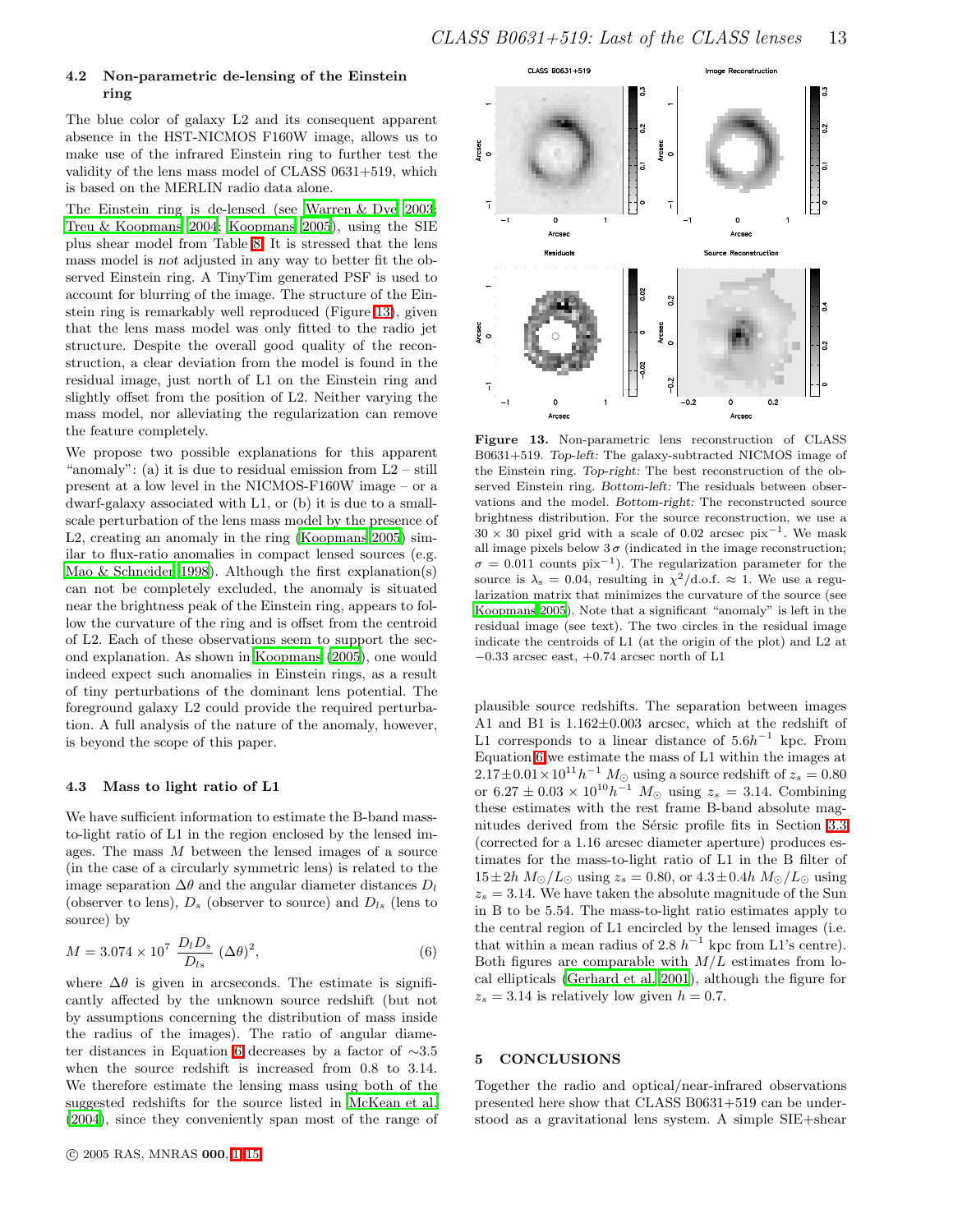### 4.2 Non-parametric de-lensing of the Einstein ring

The blue color of galaxy L2 and its consequent apparent absence in the HST-NICMOS F160W image, allows us to make use of the infrared Einstein ring to further test the validity of the lens mass model of CLASS 0631+519, which is based on the MERLIN radio data alone.

The Einstein ring is de-lensed (see Warren & Dye 2003; Treu & Koopmans 2004; Koopmans 2005), using the SIE plus shear model from Table 8. It is stressed that the lens mass model is *not* adjusted in any way to better fit the observed Einstein ring. A TinyTim generated PSF is used to account for blurring of the image. The structure of the Einstein ring is remarkably well reproduced (Figure 13), given that the lens mass model was only fitted to the radio jet structure. Despite the overall good quality of the reconstruction, a clear deviation from the model is found in the residual image, just north of L1 on the Einstein ring and slightly offset from the position of L2. Neither varying the mass model, nor alleviating the regularization can remove the feature completely.

We propose two possible explanations for this apparent "anomaly": (a) it is due to residual emission from L2 – still present at a low level in the NICMOS-F160W image – or a dwarf-galaxy associated with L1, or (b) it is due to a small-scale perturbation of the lens mass model by the presence of L2, creating an anomaly in the ring (Koopmans 2005) similar to flux-ratio anomalies in compact lensed sources (e.g. Mao & Schneider 1998). Although the first explanation(s) can not be completely excluded, the anomaly is situated near the brightness peak of the Einstein ring, appears to follow the curvature of the ring and is offset from the centroid of L2. Each of these observations seem to support the second explanation. As shown in Koopmans (2005), one would indeed expect such anomalies in Einstein rings, as a result of tiny perturbations of the dominant lens potential. The foreground galaxy L2 could provide the required perturbation. A full analysis of the nature of the anomaly, however, is beyond the scope of this paper.

**Figure 13.** Non-parametric lens reconstruction of CLASS B0631+519. *Top-left:* The galaxy-subtracted NICMOS image of the Einstein ring. *Top-right:* The best reconstruction of the observed Einstein ring. *Bottom-left:* The residuals between observations and the model. *Bottom-right:* The reconstructed source brightness distribution. For the source reconstruction, we use a $30 \times 30$ pixel grid with a scale of 0.02 arcsec pix$^{-1}$. We mask all image pixels below $3\,\sigma$ (indicated in the image reconstruction; $\sigma = 0.011$ counts pix$^{-1}$). The regularization parameter for the source is $\lambda_s = 0.04$, resulting in $\chi^2$/d.o.f. $\approx 1$. We use a regularization matrix that minimizes the curvature of the source (see Koopmans 2005). Note that a significant "anomaly" is left in the residual image (see text). The two circles in the residual image indicate the centroids of L1 (at the origin of the plot) and L2 at $-0.33$ arcsec east, $+0.74$ arcsec north of L1

### 4.3 Mass to light ratio of L1

We have sufficient information to estimate the B-band mass-to-light ratio of L1 in the region enclosed by the lensed images. The mass $M$ between the lensed images of a source (in the case of a circularly symmetric lens) is related to the image separation $\Delta\theta$ and the angular diameter distances $D_l$ (observer to lens), $D_s$ (observer to source) and $D_{ls}$ (lens to source) by

$$M = 3.074 \times 10^7 \; \frac{D_l D_s}{D_{ls}} \; (\Delta\theta)^2, \tag{6}$$

where $\Delta\theta$ is given in arcseconds. The estimate is significantly affected by the unknown source redshift (but not by assumptions concerning the distribution of mass inside the radius of the images). The ratio of angular diameter distances in Equation 6 decreases by a factor of $\sim$3.5 when the source redshift is increased from 0.8 to 3.14. We therefore estimate the lensing mass using both of the suggested redshifts for the source listed in McKean et al. (2004), since they conveniently span most of the range of plausible source redshifts. The separation between images A1 and B1 is $1.162\pm0.003$ arcsec, which at the redshift of L1 corresponds to a linear distance of $5.6h^{-1}$ kpc. From Equation 6 we estimate the mass of L1 within the images at $2.17\pm0.01\times10^{11}h^{-1}$ $M_\odot$ using a source redshift of $z_s = 0.80$ or $6.27 \pm 0.03 \times 10^{10}h^{-1}$ $M_\odot$ using $z_s = 3.14$. Combining these estimates with the rest frame B-band absolute magnitudes derived from the Sérsic profile fits in Section 3.3 (corrected for a 1.16 arcsec diameter aperture) produces estimates for the mass-to-light ratio of L1 in the B filter of $15\pm2h$ $M_\odot/L_\odot$ using $z_s = 0.80$, or $4.3\pm0.4h$ $M_\odot/L_\odot$ using $z_s = 3.14$. We have taken the absolute magnitude of the Sun in B to be 5.54. The mass-to-light ratio estimates apply to the central region of L1 encircled by the lensed images (i.e. that within a mean radius of 2.8 $h^{-1}$ kpc from L1's centre). Both figures are comparable with $M/L$ estimates from local ellipticals (Gerhard et al. 2001), although the figure for $z_s = 3.14$ is relatively low given $h = 0.7$.

## 5 CONCLUSIONS

Together the radio and optical/near-infrared observations presented here show that CLASS B0631+519 can be understood as a gravitational lens system. A simple SIE+shear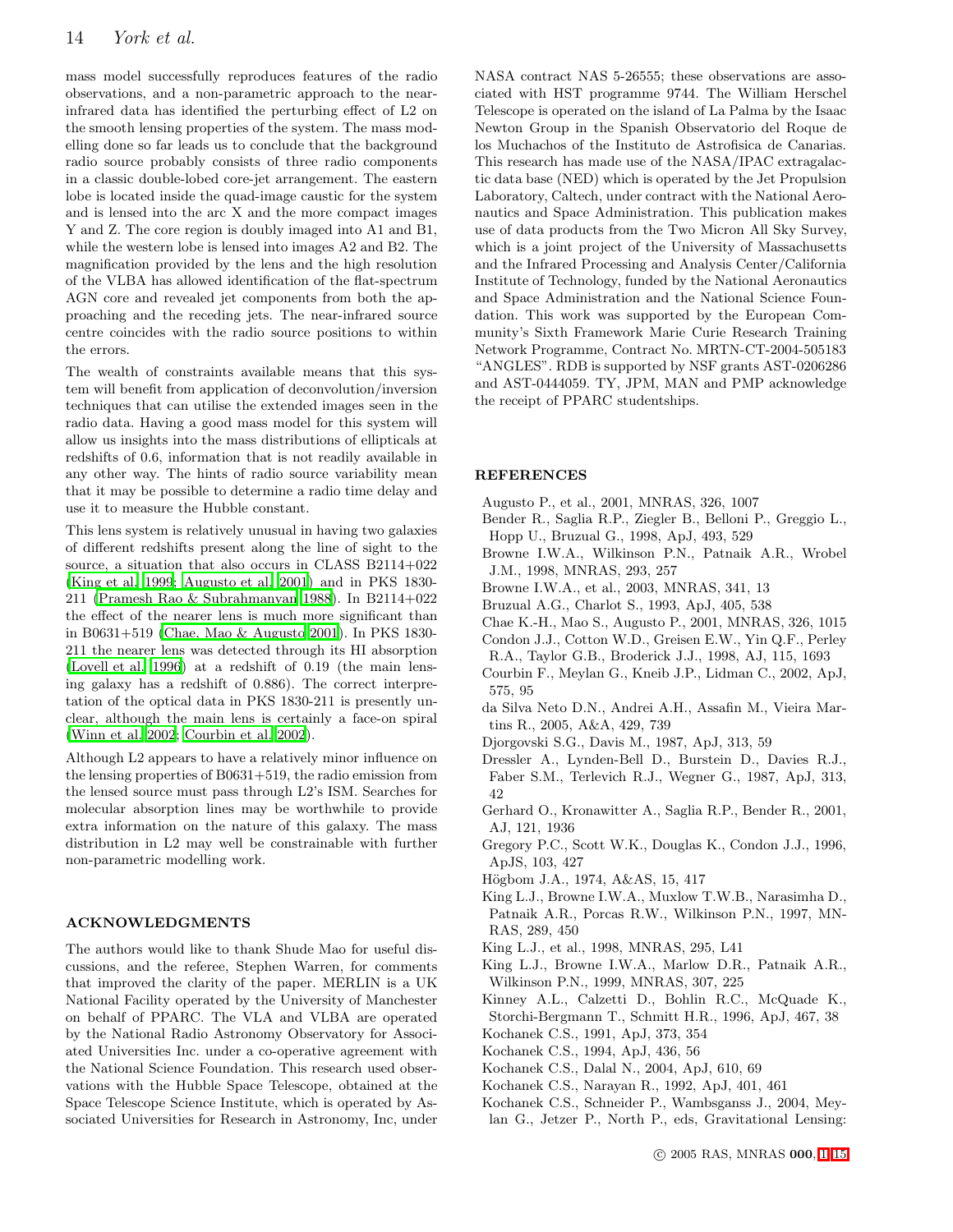mass model successfully reproduces features of the radio observations, and a non-parametric approach to the near-infrared data has identified the perturbing effect of L2 on the smooth lensing properties of the system. The mass modelling done so far leads us to conclude that the background radio source probably consists of three radio components in a classic double-lobed core-jet arrangement. The eastern lobe is located inside the quad-image caustic for the system and is lensed into the arc X and the more compact images Y and Z. The core region is doubly imaged into A1 and B1, while the western lobe is lensed into images A2 and B2. The magnification provided by the lens and the high resolution of the VLBA has allowed identification of the flat-spectrum AGN core and revealed jet components from both the approaching and the receding jets. The near-infrared source centre coincides with the radio source positions to within the errors.

The wealth of constraints available means that this system will benefit from application of deconvolution/inversion techniques that can utilise the extended images seen in the radio data. Having a good mass model for this system will allow us insights into the mass distributions of ellipticals at redshifts of 0.6, information that is not readily available in any other way. The hints of radio source variability mean that it may be possible to determine a radio time delay and use it to measure the Hubble constant.

This lens system is relatively unusual in having two galaxies of different redshifts present along the line of sight to the source, a situation that also occurs in CLASS B2114+022 (King et al. 1999; Augusto et al. 2001) and in PKS 1830-211 (Pramesh Rao & Subrahmanyan 1988). In B2114+022 the effect of the nearer lens is much more significant than in B0631+519 (Chae, Mao & Augusto 2001). In PKS 1830-211 the nearer lens was detected through its HI absorption (Lovell et al. 1996) at a redshift of 0.19 (the main lensing galaxy has a redshift of 0.886). The correct interpretation of the optical data in PKS 1830-211 is presently unclear, although the main lens is certainly a face-on spiral (Winn et al. 2002; Courbin et al. 2002).

Although L2 appears to have a relatively minor influence on the lensing properties of B0631+519, the radio emission from the lensed source must pass through L2's ISM. Searches for molecular absorption lines may be worthwhile to provide extra information on the nature of this galaxy. The mass distribution in L2 may well be constrainable with further non-parametric modelling work.

## ACKNOWLEDGMENTS

The authors would like to thank Shude Mao for useful discussions, and the referee, Stephen Warren, for comments that improved the clarity of the paper. MERLIN is a UK National Facility operated by the University of Manchester on behalf of PPARC. The VLA and VLBA are operated by the National Radio Astronomy Observatory for Associated Universities Inc. under a co-operative agreement with the National Science Foundation. This research used observations with the Hubble Space Telescope, obtained at the Space Telescope Science Institute, which is operated by Associated Universities for Research in Astronomy, Inc, under NASA contract NAS 5-26555; these observations are associated with HST programme 9744. The William Herschel Telescope is operated on the island of La Palma by the Isaac Newton Group in the Spanish Observatorio del Roque de los Muchachos of the Instituto de Astrofisica de Canarias. This research has made use of the NASA/IPAC extragalactic data base (NED) which is operated by the Jet Propulsion Laboratory, Caltech, under contract with the National Aeronautics and Space Administration. This publication makes use of data products from the Two Micron All Sky Survey, which is a joint project of the University of Massachusetts and the Infrared Processing and Analysis Center/California Institute of Technology, funded by the National Aeronautics and Space Administration and the National Science Foundation. This work was supported by the European Community's Sixth Framework Marie Curie Research Training Network Programme, Contract No. MRTN-CT-2004-505183 "ANGLES". RDB is supported by NSF grants AST-0206286 and AST-0444059. TY, JPM, MAN and PMP acknowledge the receipt of PPARC studentships.

## REFERENCES

Augusto P., et al., 2001, MNRAS, 326, 1007

Bender R., Saglia R.P., Ziegler B., Belloni P., Greggio L., Hopp U., Bruzual G., 1998, ApJ, 493, 529

Browne I.W.A., Wilkinson P.N., Patnaik A.R., Wrobel J.M., 1998, MNRAS, 293, 257

Browne I.W.A., et al., 2003, MNRAS, 341, 13

Bruzual A.G., Charlot S., 1993, ApJ, 405, 538

Chae K.-H., Mao S., Augusto P., 2001, MNRAS, 326, 1015

Condon J.J., Cotton W.D., Greisen E.W., Yin Q.F., Perley R.A., Taylor G.B., Broderick J.J., 1998, AJ, 115, 1693

Courbin F., Meylan G., Kneib J.P., Lidman C., 2002, ApJ, 575, 95

da Silva Neto D.N., Andrei A.H., Assafin M., Vieira Martins R., 2005, A&A, 429, 739

Djorgovski S.G., Davis M., 1987, ApJ, 313, 59

Dressler A., Lynden-Bell D., Burstein D., Davies R.J., Faber S.M., Terlevich R.J., Wegner G., 1987, ApJ, 313, 42

Gerhard O., Kronawitter A., Saglia R.P., Bender R., 2001, AJ, 121, 1936

Gregory P.C., Scott W.K., Douglas K., Condon J.J., 1996, ApJS, 103, 427

Högbom J.A., 1974, A&AS, 15, 417

King L.J., Browne I.W.A., Muxlow T.W.B., Narasimha D., Patnaik A.R., Porcas R.W., Wilkinson P.N., 1997, MNRAS, 289, 450

King L.J., et al., 1998, MNRAS, 295, L41

King L.J., Browne I.W.A., Marlow D.R., Patnaik A.R., Wilkinson P.N., 1999, MNRAS, 307, 225

Kinney A.L., Calzetti D., Bohlin R.C., McQuade K., Storchi-Bergmann T., Schmitt H.R., 1996, ApJ, 467, 38

Kochanek C.S., 1991, ApJ, 373, 354

Kochanek C.S., 1994, ApJ, 436, 56

Kochanek C.S., Dalal N., 2004, ApJ, 610, 69

Kochanek C.S., Narayan R., 1992, ApJ, 401, 461

Kochanek C.S., Schneider P., Wambsganss J., 2004, Meylan G., Jetzer P., North P., eds, Gravitational Lensing: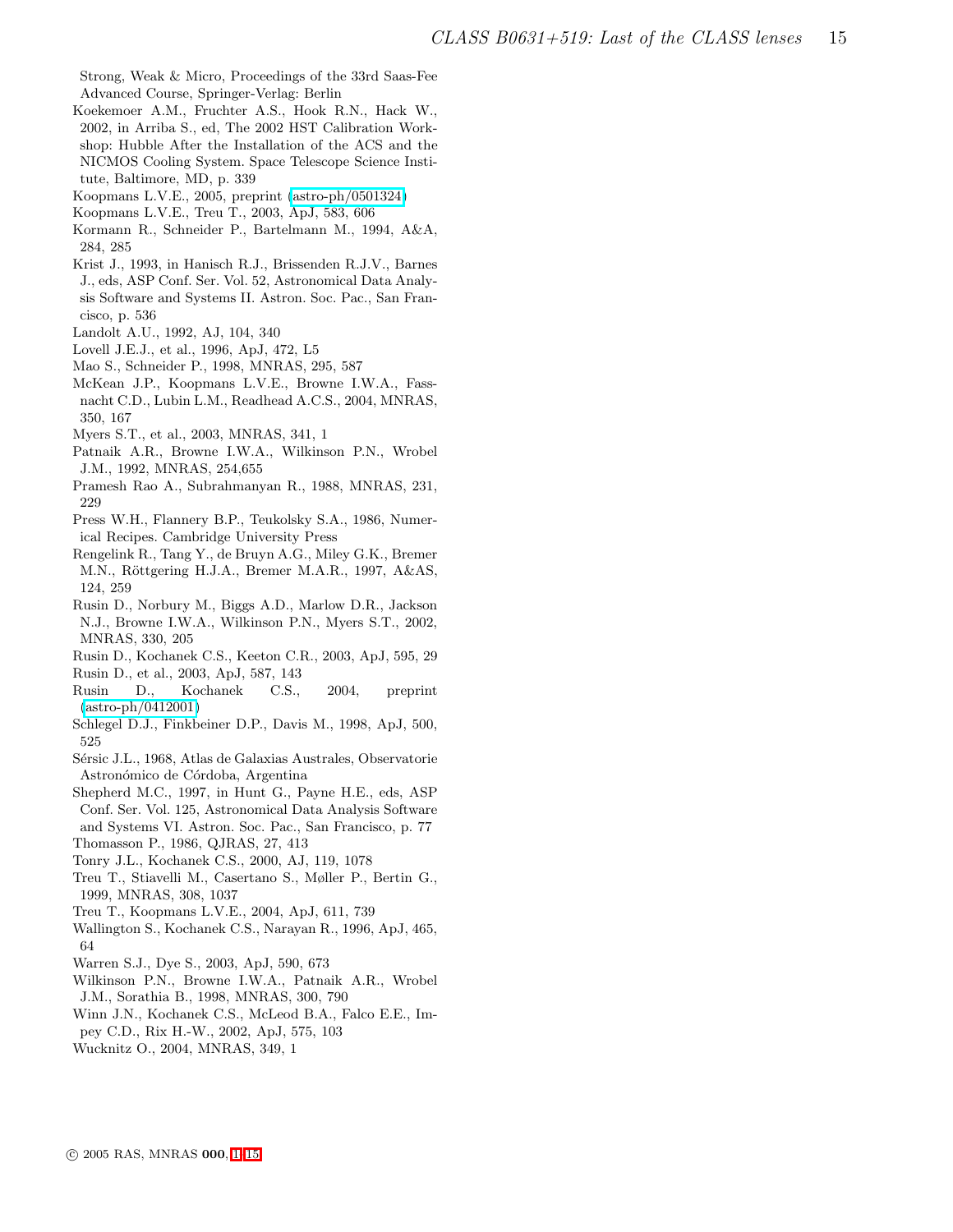Strong, Weak & Micro, Proceedings of the 33rd Saas-Fee Advanced Course, Springer-Verlag: Berlin

Koekemoer A.M., Fruchter A.S., Hook R.N., Hack W., 2002, in Arriba S., ed, The 2002 HST Calibration Workshop: Hubble After the Installation of the ACS and the NICMOS Cooling System. Space Telescope Science Institute, Baltimore, MD, p. 339

Koopmans L.V.E., 2005, preprint (astro-ph/0501324)

Koopmans L.V.E., Treu T., 2003, ApJ, 583, 606

Kormann R., Schneider P., Bartelmann M., 1994, A&A, 284, 285

Krist J., 1993, in Hanisch R.J., Brissenden R.J.V., Barnes J., eds, ASP Conf. Ser. Vol. 52, Astronomical Data Analysis Software and Systems II. Astron. Soc. Pac., San Francisco, p. 536

Landolt A.U., 1992, AJ, 104, 340

Lovell J.E.J., et al., 1996, ApJ, 472, L5

Mao S., Schneider P., 1998, MNRAS, 295, 587

McKean J.P., Koopmans L.V.E., Browne I.W.A., Fassnacht C.D., Lubin L.M., Readhead A.C.S., 2004, MNRAS, 350, 167

Myers S.T., et al., 2003, MNRAS, 341, 1

Patnaik A.R., Browne I.W.A., Wilkinson P.N., Wrobel J.M., 1992, MNRAS, 254,655

Pramesh Rao A., Subrahmanyan R., 1988, MNRAS, 231, 229

Press W.H., Flannery B.P., Teukolsky S.A., 1986, Numerical Recipes. Cambridge University Press

Rengelink R., Tang Y., de Bruyn A.G., Miley G.K., Bremer M.N., Röttgering H.J.A., Bremer M.A.R., 1997, A&AS, 124, 259

Rusin D., Norbury M., Biggs A.D., Marlow D.R., Jackson N.J., Browne I.W.A., Wilkinson P.N., Myers S.T., 2002, MNRAS, 330, 205

Rusin D., Kochanek C.S., Keeton C.R., 2003, ApJ, 595, 29

Rusin D., et al., 2003, ApJ, 587, 143

Rusin D., Kochanek C.S., 2004, preprint (astro-ph/0412001)

Schlegel D.J., Finkbeiner D.P., Davis M., 1998, ApJ, 500, 525

Sérsic J.L., 1968, Atlas de Galaxias Australes, Observatorie Astronómico de Córdoba, Argentina

Shepherd M.C., 1997, in Hunt G., Payne H.E., eds, ASP Conf. Ser. Vol. 125, Astronomical Data Analysis Software and Systems VI. Astron. Soc. Pac., San Francisco, p. 77

Thomasson P., 1986, QJRAS, 27, 413

Tonry J.L., Kochanek C.S., 2000, AJ, 119, 1078

Treu T., Stiavelli M., Casertano S., Møller P., Bertin G., 1999, MNRAS, 308, 1037

Treu T., Koopmans L.V.E., 2004, ApJ, 611, 739

Wallington S., Kochanek C.S., Narayan R., 1996, ApJ, 465, 64

Warren S.J., Dye S., 2003, ApJ, 590, 673

Wilkinson P.N., Browne I.W.A., Patnaik A.R., Wrobel J.M., Sorathia B., 1998, MNRAS, 300, 790

Winn J.N., Kochanek C.S., McLeod B.A., Falco E.E., Impey C.D., Rix H.-W., 2002, ApJ, 575, 103

Wucknitz O., 2004, MNRAS, 349, 1